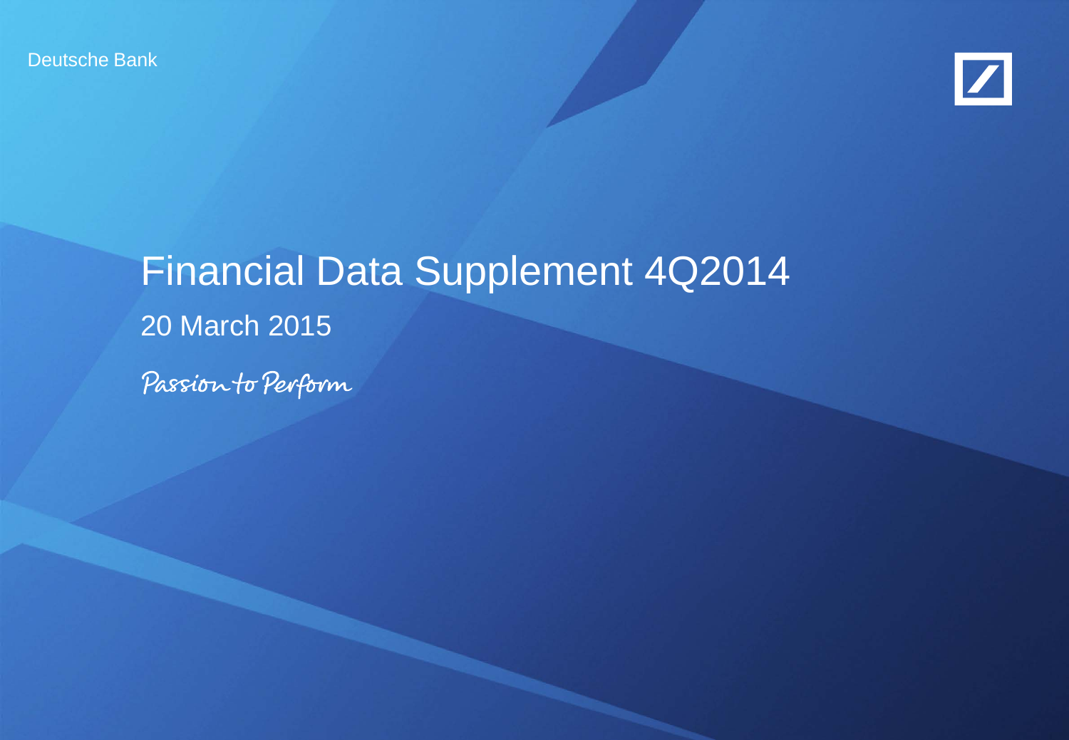Deutsche Bank

# Financial Data Supplement 4Q2014

20 March 2015

*Passion to Perform*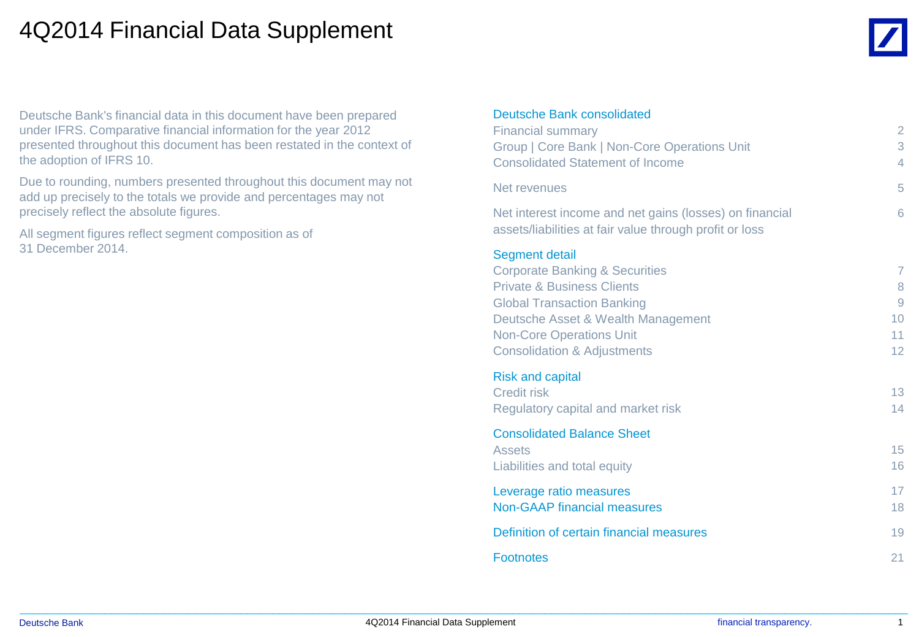# 4Q2014 Financial Data Supplement

Deutsche Bank's financial data in this document have been prepared under IFRS. Comparative financial information for the year 2012 presented throughout this document has been restated in the context of the adoption of IFRS 10.

Due to rounding, numbers presented throughout this document may not add up precisely to the totals we provide and percentages may not precisely reflect the absolute figures.

All segment figures reflect segment composition as of 31 December 2014.

| | |
|---|---|
| **Deutsche Bank consolidated** | |
| Financial summary | 2 |
| Group \| Core Bank \| Non-Core Operations Unit | 3 |
| Consolidated Statement of Income | 4 |
| Net revenues | 5 |
| Net interest income and net gains (losses) on financial assets/liabilities at fair value through profit or loss | 6 |
| **Segment detail** | |
| Corporate Banking & Securities | 7 |
| Private & Business Clients | 8 |
| Global Transaction Banking | 9 |
| Deutsche Asset & Wealth Management | 10 |
| Non-Core Operations Unit | 11 |
| Consolidation & Adjustments | 12 |
| **Risk and capital** | |
| Credit risk | 13 |
| Regulatory capital and market risk | 14 |
| **Consolidated Balance Sheet** | |
| Assets | 15 |
| Liabilities and total equity | 16 |
| **Leverage ratio measures** | 17 |
| **Non-GAAP financial measures** | 18 |
| **Definition of certain financial measures** | 19 |
| **Footnotes** | 21 |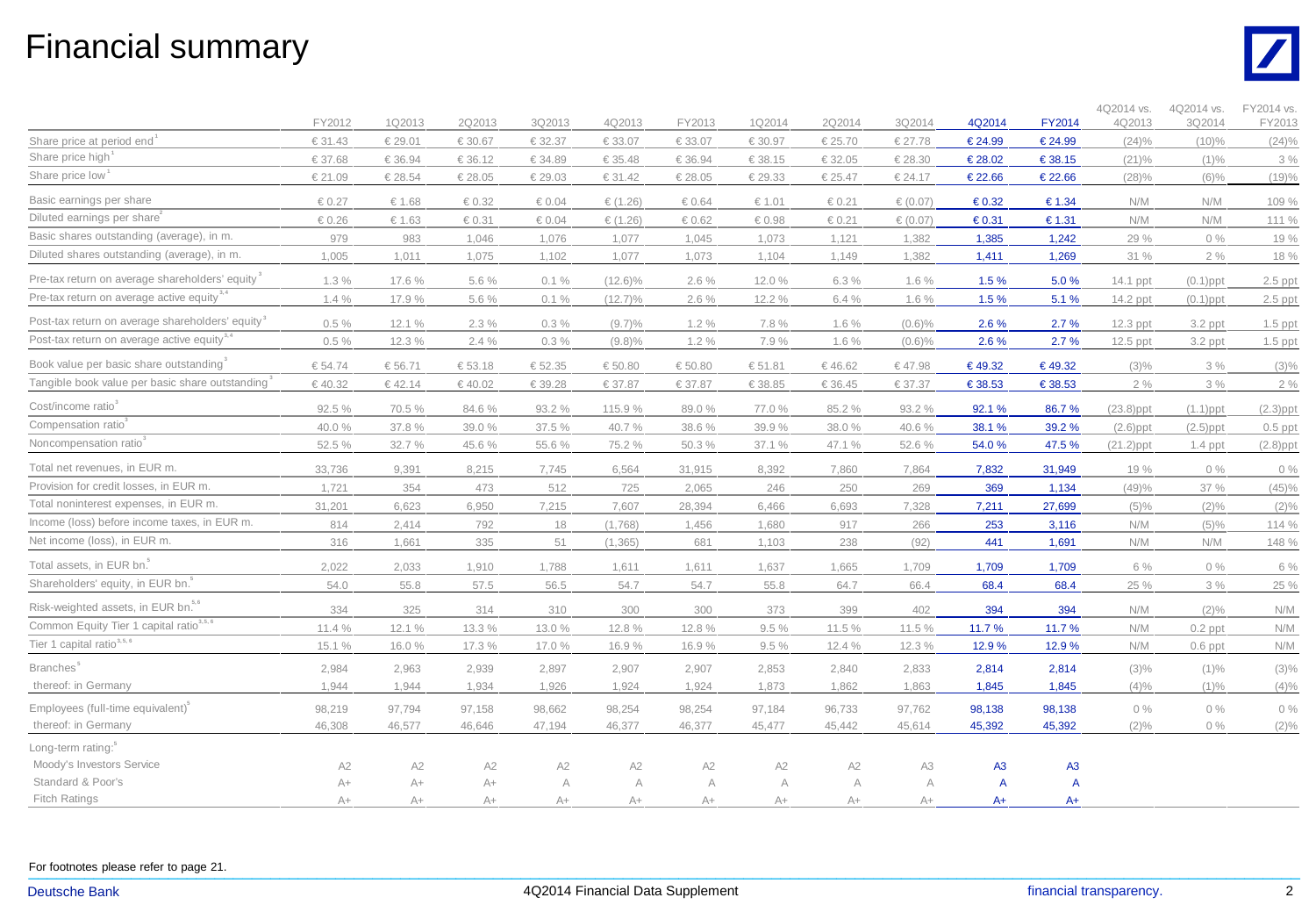# Financial summary

| | FY2012 | 1Q2013 | 2Q2013 | 3Q2013 | 4Q2013 | FY2013 | 1Q2014 | 2Q2014 | 3Q2014 | 4Q2014 | FY2014 | 4Q2014 vs. 4Q2013 | 4Q2014 vs. 3Q2014 | FY2014 vs. FY2013 |
|---|---|---|---|---|---|---|---|---|---|---|---|---|---|---|
| Share price at period end[1] | € 31.43 | € 29.01 | € 30.67 | € 32.37 | € 33.07 | € 33.07 | € 30.97 | € 25.70 | € 27.78 | € 24.99 | € 24.99 | (24)% | (10)% | (24)% |
| Share price high[1] | € 37.68 | € 36.94 | € 36.12 | € 34.89 | € 35.48 | € 36.94 | € 38.15 | € 32.05 | € 28.30 | € 28.02 | € 38.15 | (21)% | (1)% | 3 % |
| Share price low[1] | € 21.09 | € 28.54 | € 28.05 | € 29.03 | € 31.42 | € 28.05 | € 29.33 | € 25.47 | € 24.17 | € 22.66 | € 22.66 | (28)% | (6)% | (19)% |
| Basic earnings per share | € 0.27 | € 1.68 | € 0.32 | € 0.04 | € (1.26) | € 0.64 | € 1.01 | € 0.21 | € (0.07) | € 0.32 | € 1.34 | N/M | N/M | 109 % |
| Diluted earnings per share[2] | € 0.26 | € 1.63 | € 0.31 | € 0.04 | € (1.26) | € 0.62 | € 0.98 | € 0.21 | € (0.07) | € 0.31 | € 1.31 | N/M | N/M | 111 % |
| Basic shares outstanding (average), in m. | 979 | 983 | 1,046 | 1,076 | 1,077 | 1,045 | 1,073 | 1,121 | 1,382 | 1,385 | 1,242 | 29 % | 0 % | 19 % |
| Diluted shares outstanding (average), in m. | 1,005 | 1,011 | 1,075 | 1,102 | 1,077 | 1,073 | 1,104 | 1,149 | 1,382 | 1,411 | 1,269 | 31 % | 2 % | 18 % |
| Pre-tax return on average shareholders' equity[3] | 1.3 % | 17.6 % | 5.6 % | 0.1 % | (12.6)% | 2.6 % | 12.0 % | 6.3 % | 1.6 % | 1.5 % | 5.0 % | 14.1 ppt | (0.1)ppt | 2.5 ppt |
| Pre-tax return on average active equity[3,4] | 1.4 % | 17.9 % | 5.6 % | 0.1 % | (12.7)% | 2.6 % | 12.2 % | 6.4 % | 1.6 % | 1.5 % | 5.1 % | 14.2 ppt | (0.1)ppt | 2.5 ppt |
| Post-tax return on average shareholders' equity[3] | 0.5 % | 12.1 % | 2.3 % | 0.3 % | (9.7)% | 1.2 % | 7.8 % | 1.6 % | (0.6)% | 2.6 % | 2.7 % | 12.3 ppt | 3.2 ppt | 1.5 ppt |
| Post-tax return on average active equity[3,4] | 0.5 % | 12.3 % | 2.4 % | 0.3 % | (9.8)% | 1.2 % | 7.9 % | 1.6 % | (0.6)% | 2.6 % | 2.7 % | 12.5 ppt | 3.2 ppt | 1.5 ppt |
| Book value per basic share outstanding[3] | € 54.74 | € 56.71 | € 53.18 | € 52.35 | € 50.80 | € 50.80 | € 51.81 | € 46.62 | € 47.98 | € 49.32 | € 49.32 | (3)% | 3 % | (3)% |
| Tangible book value per basic share outstanding[3] | € 40.32 | € 42.14 | € 40.02 | € 39.28 | € 37.87 | € 37.87 | € 38.85 | € 36.45 | € 37.37 | € 38.53 | € 38.53 | 2 % | 3 % | 2 % |
| Cost/income ratio[3] | 92.5 % | 70.5 % | 84.6 % | 93.2 % | 115.9 % | 89.0 % | 77.0 % | 85.2 % | 93.2 % | 92.1 % | 86.7 % | (23.8)ppt | (1.1)ppt | (2.3)ppt |
| Compensation ratio[3] | 40.0 % | 37.8 % | 39.0 % | 37.5 % | 40.7 % | 38.6 % | 39.9 % | 38.0 % | 40.6 % | 38.1 % | 39.2 % | (2.6)ppt | (2.5)ppt | 0.5 ppt |
| Noncompensation ratio[3] | 52.5 % | 32.7 % | 45.6 % | 55.6 % | 75.2 % | 50.3 % | 37.1 % | 47.1 % | 52.6 % | 54.0 % | 47.5 % | (21.2)ppt | 1.4 ppt | (2.8)ppt |
| Total net revenues, in EUR m. | 33,736 | 9,391 | 8,215 | 7,745 | 6,564 | 31,915 | 8,392 | 7,860 | 7,864 | 7,832 | 31,949 | 19 % | 0 % | 0 % |
| Provision for credit losses, in EUR m. | 1,721 | 354 | 473 | 512 | 725 | 2,065 | 246 | 250 | 269 | 369 | 1,134 | (49)% | 37 % | (45)% |
| Total noninterest expenses, in EUR m. | 31,201 | 6,623 | 6,950 | 7,215 | 7,607 | 28,394 | 6,466 | 6,693 | 7,328 | 7,211 | 27,699 | (5)% | (2)% | (2)% |
| Income (loss) before income taxes, in EUR m. | 814 | 2,414 | 792 | 18 | (1,768) | 1,456 | 1,680 | 917 | 266 | 253 | 3,116 | N/M | (5)% | 114 % |
| Net income (loss), in EUR m. | 316 | 1,661 | 335 | 51 | (1,365) | 681 | 1,103 | 238 | (92) | 441 | 1,691 | N/M | N/M | 148 % |
| Total assets, in EUR bn.[5] | 2,022 | 2,033 | 1,910 | 1,788 | 1,611 | 1,611 | 1,637 | 1,665 | 1,709 | 1,709 | 1,709 | 6 % | 0 % | 6 % |
| Shareholders' equity, in EUR bn.[5] | 54.0 | 55.8 | 57.5 | 56.5 | 54.7 | 54.7 | 55.8 | 64.7 | 66.4 | 68.4 | 68.4 | 25 % | 3 % | 25 % |
| Risk-weighted assets, in EUR bn.[5,6] | 334 | 325 | 314 | 310 | 300 | 300 | 373 | 399 | 402 | 394 | 394 | N/M | (2)% | N/M |
| Common Equity Tier 1 capital ratio[3,5,6] | 11.4 % | 12.1 % | 13.3 % | 13.0 % | 12.8 % | 12.8 % | 9.5 % | 11.5 % | 11.5 % | 11.7 % | 11.7 % | N/M | 0.2 ppt | N/M |
| Tier 1 capital ratio[3,5,6] | 15.1 % | 16.0 % | 17.3 % | 17.0 % | 16.9 % | 16.9 % | 9.5 % | 12.4 % | 12.3 % | 12.9 % | 12.9 % | N/M | 0.6 ppt | N/M |
| Branches[5] | 2,984 | 2,963 | 2,939 | 2,897 | 2,907 | 2,907 | 2,853 | 2,840 | 2,833 | 2,814 | 2,814 | (3)% | (1)% | (3)% |
| thereof: in Germany | 1,944 | 1,944 | 1,934 | 1,926 | 1,924 | 1,924 | 1,873 | 1,862 | 1,863 | 1,845 | 1,845 | (4)% | (1)% | (4)% |
| Employees (full-time equivalent)[5] | 98,219 | 97,794 | 97,158 | 98,662 | 98,254 | 98,254 | 97,184 | 96,733 | 97,762 | 98,138 | 98,138 | 0 % | 0 % | 0 % |
| thereof: in Germany | 46,308 | 46,577 | 46,646 | 47,194 | 46,377 | 46,377 | 45,477 | 45,442 | 45,614 | 45,392 | 45,392 | (2)% | 0 % | (2)% |
| Long-term rating:[5] | | | | | | | | | | | | | | |
| Moody's Investors Service | A2 | A2 | A2 | A2 | A2 | A2 | A2 | A2 | A3 | A3 | A3 | | | |
| Standard & Poor's | A+ | A+ | A+ | A | A | A | A | A | A | A | A | | | |
| Fitch Ratings | A+ | A+ | A+ | A+ | A+ | A+ | A+ | A+ | A+ | A+ | A+ | | | |

For footnotes please refer to page 21.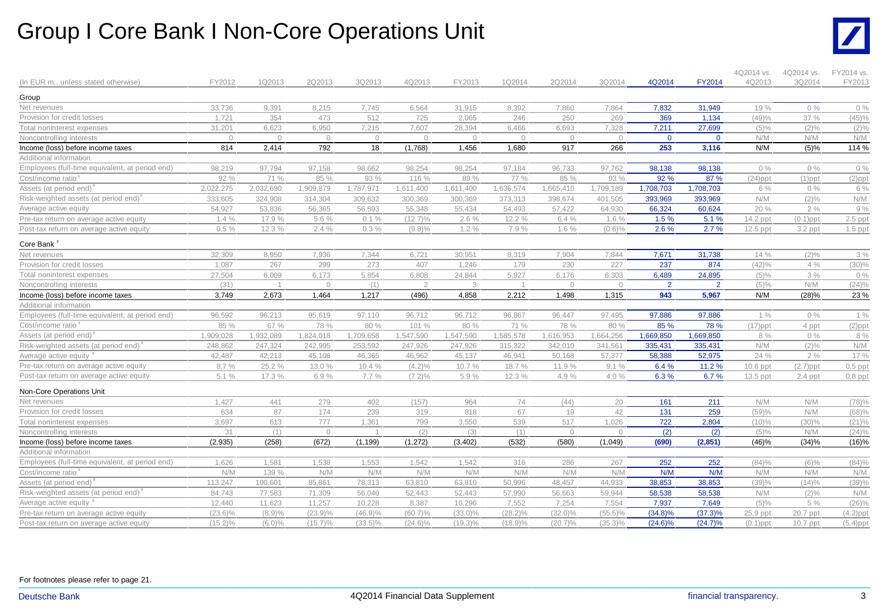# Group I Core Bank I Non-Core Operations Unit

| (In EUR m., unless stated otherwise) | FY2012 | 1Q2013 | 2Q2013 | 3Q2013 | 4Q2013 | FY2013 | 1Q2014 | 2Q2014 | 3Q2014 | 4Q2014 | FY2014 | 4Q2014 vs. 4Q2013 | 4Q2014 vs. 3Q2014 | FY2014 vs. FY2013 |
|---|---|---|---|---|---|---|---|---|---|---|---|---|---|---|
| **Group** | | | | | | | | | | | | | | |
| Net revenues | 33,736 | 9,391 | 8,215 | 7,745 | 6,564 | 31,915 | 8,392 | 7,860 | 7,864 | 7,832 | 31,949 | 19 % | 0 % | 0 % |
| Provision for credit losses | 1,721 | 354 | 473 | 512 | 725 | 2,065 | 246 | 250 | 269 | 369 | 1,134 | (49)% | 37 % | (45)% |
| Total noninterest expenses | 31,201 | 6,623 | 6,950 | 7,215 | 7,607 | 28,394 | 6,466 | 6,693 | 7,328 | 7,211 | 27,699 | (5)% | (2)% | (2)% |
| Noncontrolling interests | 0 | 0 | 0 | 0 | 0 | 0 | 0 | 0 | 0 | 0 | 0 | N/M | N/M | N/M |
| Income (loss) before income taxes | 814 | 2,414 | 792 | 18 | (1,768) | 1,456 | 1,680 | 917 | 266 | 253 | 3,116 | N/M | (5)% | 114 % |
| Additional information | | | | | | | | | | | | | | |
| Employees (full-time equivalent, at period end) | 98,219 | 97,794 | 97,158 | 98,662 | 98,254 | 98,254 | 97,184 | 96,733 | 97,762 | 98,138 | 98,138 | 0 % | 0 % | 0 % |
| Cost/income ratio[3] | 92 % | 71 % | 85 % | 93 % | 116 % | 89 % | 77 % | 85 % | 93 % | 92 % | 87 % | (24)ppt | (1)ppt | (2)ppt |
| Assets (at period end)[8] | 2,022,275 | 2,032,690 | 1,909,879 | 1,787,971 | 1,611,400 | 1,611,400 | 1,636,574 | 1,665,410 | 1,709,189 | 1,708,703 | 1,708,703 | 6 % | 0 % | 6 % |
| Risk-weighted assets (at period end)[6] | 333,605 | 324,908 | 314,304 | 309,632 | 300,369 | 300,369 | 373,313 | 398,674 | 401,505 | 393,969 | 393,969 | N/M | (2)% | N/M |
| Average active equity | 54,927 | 53,836 | 56,365 | 56,593 | 55,348 | 55,434 | 54,493 | 57,422 | 64,930 | 66,324 | 60,624 | 20 % | 2 % | 9 % |
| Pre-tax return on average active equity | 1.4 % | 17.9 % | 5.6 % | 0.1 % | (12.7)% | 2.6 % | 12.2 % | 6.4 % | 1.6 % | 1.5 % | 5.1 % | 14.2 ppt | (0.1)ppt | 2.5 ppt |
| Post-tax return on average active equity | 0.5 % | 12.3 % | 2.4 % | 0.3 % | (9.8)% | 1.2 % | 7.9 % | 1.6 % | (0.6)% | 2.6 % | 2.7 % | 12.5 ppt | 3.2 ppt | 1.5 ppt |
| **Core Bank[7]** | | | | | | | | | | | | | | |
| Net revenues | 32,309 | 8,950 | 7,936 | 7,344 | 6,721 | 30,951 | 8,319 | 7,904 | 7,844 | 7,671 | 31,738 | 14 % | (2)% | 3 % |
| Provision for credit losses | 1,087 | 267 | 299 | 273 | 407 | 1,246 | 179 | 230 | 227 | 237 | 874 | (42)% | 4 % | (30)% |
| Total noninterest expenses | 27,504 | 6,009 | 6,173 | 5,854 | 6,808 | 24,844 | 5,927 | 6,176 | 6,303 | 6,489 | 24,895 | (5)% | 3 % | 0 % |
| Noncontrolling interests | (31) | 1 | 0 | (1) | 2 | 3 | 1 | 0 | 0 | 2 | 2 | (5)% | N/M | (24)% |
| Income (loss) before income taxes | 3,749 | 2,673 | 1,464 | 1,217 | (496) | 4,858 | 2,212 | 1,498 | 1,315 | 943 | 5,967 | N/M | (28)% | 23 % |
| Additional information | | | | | | | | | | | | | | |
| Employees (full-time equivalent, at period end) | 96,592 | 96,213 | 95,619 | 97,110 | 96,712 | 96,712 | 96,867 | 96,447 | 97,495 | 97,886 | 97,886 | 1 % | 0 % | 1 % |
| Cost/income ratio[3] | 85 % | 67 % | 78 % | 80 % | 101 % | 80 % | 71 % | 78 % | 80 % | 85 % | 78 % | (17)ppt | 4 ppt | (2)ppt |
| Assets (at period end)[8] | 1,909,028 | 1,932,089 | 1,824,018 | 1,709,658 | 1,547,590 | 1,547,590 | 1,585,578 | 1,616,953 | 1,664,256 | 1,669,850 | 1,669,850 | 8 % | 0 % | 8 % |
| Risk-weighted assets (at period end)[6] | 248,862 | 247,324 | 242,995 | 253,592 | 247,926 | 247,926 | 315,322 | 342,010 | 341,561 | 335,431 | 335,431 | N/M | (2)% | N/M |
| Average active equity[9] | 42,487 | 42,213 | 45,108 | 46,365 | 46,962 | 45,137 | 46,941 | 50,168 | 57,377 | 58,388 | 52,975 | 24 % | 2 % | 17 % |
| Pre-tax return on average active equity | 8.7 % | 25.2 % | 13.0 % | 10.4 % | (4.2)% | 10.7 % | 18.7 % | 11.9 % | 9.1 % | 6.4 % | 11.2 % | 10.6 ppt | (2.7)ppt | 0.5 ppt |
| Post-tax return on average active equity | 5.1 % | 17.3 % | 6.9 % | 7.7 % | (7.2)% | 5.9 % | 12.3 % | 4.9 % | 4.0 % | 6.3 % | 6.7 % | 13.5 ppt | 2.4 ppt | 0.8 ppt |
| **Non-Core Operations Unit** | | | | | | | | | | | | | | |
| Net revenues | 1,427 | 441 | 279 | 402 | (157) | 964 | 74 | (44) | 20 | 161 | 211 | N/M | N/M | (78)% |
| Provision for credit losses | 634 | 87 | 174 | 239 | 319 | 818 | 67 | 19 | 42 | 131 | 259 | (59)% | N/M | (68)% |
| Total noninterest expenses | 3,697 | 613 | 777 | 1,361 | 799 | 3,550 | 539 | 517 | 1,026 | 722 | 2,804 | (10)% | (30)% | (21)% |
| Noncontrolling interests | 31 | (1) | 0 | 1 | (2) | (3) | (1) | 0 | 0 | (2) | (2) | (5)% | N/M | (24)% |
| Income (loss) before income taxes | (2,935) | (258) | (672) | (1,199) | (1,272) | (3,402) | (532) | (580) | (1,049) | (690) | (2,851) | (46)% | (34)% | (16)% |
| Additional information | | | | | | | | | | | | | | |
| Employees (full-time equivalent, at period end) | 1,626 | 1,581 | 1,538 | 1,553 | 1,542 | 1,542 | 316 | 286 | 267 | 252 | 252 | (84)% | (6)% | (84)% |
| Cost/income ratio[3] | N/M | 139 % | N/M | N/M | N/M | N/M | N/M | N/M | N/M | N/M | N/M | N/M | N/M | N/M |
| Assets (at period end)[8] | 113,247 | 100,601 | 85,861 | 78,313 | 63,810 | 63,810 | 50,996 | 48,457 | 44,933 | 38,853 | 38,853 | (39)% | (14)% | (39)% |
| Risk-weighted assets (at period end)[6] | 84,743 | 77,583 | 71,309 | 56,040 | 52,443 | 52,443 | 57,990 | 56,663 | 59,944 | 58,538 | 58,538 | N/M | (2)% | N/M |
| Average active equity[9] | 12,440 | 11,623 | 11,257 | 10,228 | 8,387 | 10,296 | 7,552 | 7,254 | 7,554 | 7,937 | 7,649 | (5)% | 5 % | (26)% |
| Pre-tax return on average active equity | (23.6)% | (8.9)% | (23.9)% | (46.9)% | (60.7)% | (33.0)% | (28.2)% | (32.0)% | (55.5)% | (34.8)% | (37.3)% | 25.9 ppt | 20.7 ppt | (4.2)ppt |
| Post-tax return on average active equity | (15.2)% | (6.0)% | (15.7)% | (33.5)% | (24.6)% | (19.3)% | (18.9)% | (20.7)% | (35.3)% | (24.6)% | (24.7)% | (0.1)ppt | 10.7 ppt | (5.4)ppt |

For footnotes please refer to page 21.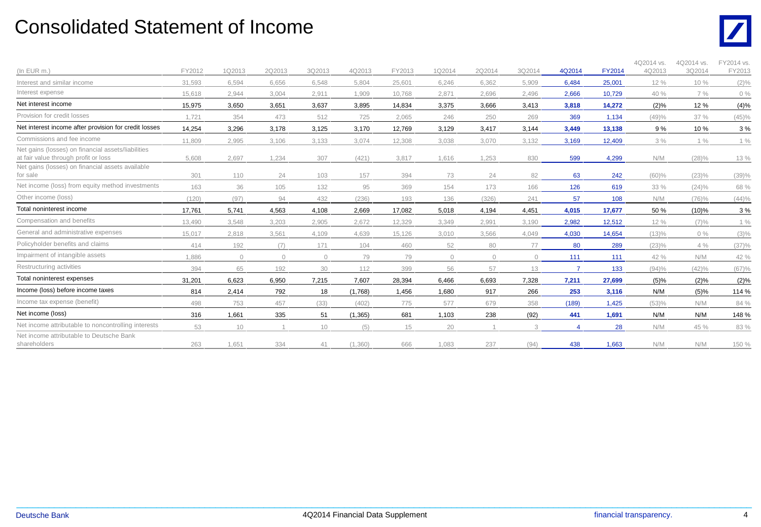# Consolidated Statement of Income

| (In EUR m.) | FY2012 | 1Q2013 | 2Q2013 | 3Q2013 | 4Q2013 | FY2013 | 1Q2014 | 2Q2014 | 3Q2014 | 4Q2014 | FY2014 | 4Q2014 vs. 4Q2013 | 4Q2014 vs. 3Q2014 | FY2014 vs. FY2013 |
|---|---|---|---|---|---|---|---|---|---|---|---|---|---|---|
| Interest and similar income | 31,593 | 6,594 | 6,656 | 6,548 | 5,804 | 25,601 | 6,246 | 6,362 | 5,909 | 6,484 | 25,001 | 12 % | 10 % | (2)% |
| Interest expense | 15,618 | 2,944 | 3,004 | 2,911 | 1,909 | 10,768 | 2,871 | 2,696 | 2,496 | 2,666 | 10,729 | 40 % | 7 % | 0 % |
| Net interest income | 15,975 | 3,650 | 3,651 | 3,637 | 3,895 | 14,834 | 3,375 | 3,666 | 3,413 | 3,818 | 14,272 | (2)% | 12 % | (4)% |
| Provision for credit losses | 1,721 | 354 | 473 | 512 | 725 | 2,065 | 246 | 250 | 269 | 369 | 1,134 | (49)% | 37 % | (45)% |
| Net interest income after provision for credit losses | 14,254 | 3,296 | 3,178 | 3,125 | 3,170 | 12,769 | 3,129 | 3,417 | 3,144 | 3,449 | 13,138 | 9 % | 10 % | 3 % |
| Commissions and fee income | 11,809 | 2,995 | 3,106 | 3,133 | 3,074 | 12,308 | 3,038 | 3,070 | 3,132 | 3,169 | 12,409 | 3 % | 1 % | 1 % |
| Net gains (losses) on financial assets/liabilities at fair value through profit or loss | 5,608 | 2,697 | 1,234 | 307 | (421) | 3,817 | 1,616 | 1,253 | 830 | 599 | 4,299 | N/M | (28)% | 13 % |
| Net gains (losses) on financial assets available for sale | 301 | 110 | 24 | 103 | 157 | 394 | 73 | 24 | 82 | 63 | 242 | (60)% | (23)% | (39)% |
| Net income (loss) from equity method investments | 163 | 36 | 105 | 132 | 95 | 369 | 154 | 173 | 166 | 126 | 619 | 33 % | (24)% | 68 % |
| Other income (loss) | (120) | (97) | 94 | 432 | (236) | 193 | 136 | (326) | 241 | 57 | 108 | N/M | (76)% | (44)% |
| Total noninterest income | 17,761 | 5,741 | 4,563 | 4,108 | 2,669 | 17,082 | 5,018 | 4,194 | 4,451 | 4,015 | 17,677 | 50 % | (10)% | 3 % |
| Compensation and benefits | 13,490 | 3,548 | 3,203 | 2,905 | 2,672 | 12,329 | 3,349 | 2,991 | 3,190 | 2,982 | 12,512 | 12 % | (7)% | 1 % |
| General and administrative expenses | 15,017 | 2,818 | 3,561 | 4,109 | 4,639 | 15,126 | 3,010 | 3,566 | 4,049 | 4,030 | 14,654 | (13)% | 0 % | (3)% |
| Policyholder benefits and claims | 414 | 192 | (7) | 171 | 104 | 460 | 52 | 80 | 77 | 80 | 289 | (23)% | 4 % | (37)% |
| Impairment of intangible assets | 1,886 | 0 | 0 | 0 | 79 | 79 | 0 | 0 | 0 | 111 | 111 | 42 % | N/M | 42 % |
| Restructuring activities | 394 | 65 | 192 | 30 | 112 | 399 | 56 | 57 | 13 | 7 | 133 | (94)% | (42)% | (67)% |
| Total noninterest expenses | 31,201 | 6,623 | 6,950 | 7,215 | 7,607 | 28,394 | 6,466 | 6,693 | 7,328 | 7,211 | 27,699 | (5)% | (2)% | (2)% |
| Income (loss) before income taxes | 814 | 2,414 | 792 | 18 | (1,768) | 1,456 | 1,680 | 917 | 266 | 253 | 3,116 | N/M | (5)% | 114 % |
| Income tax expense (benefit) | 498 | 753 | 457 | (33) | (402) | 775 | 577 | 679 | 358 | (189) | 1,425 | (53)% | N/M | 84 % |
| Net income (loss) | 316 | 1,661 | 335 | 51 | (1,365) | 681 | 1,103 | 238 | (92) | 441 | 1,691 | N/M | N/M | 148 % |
| Net income attributable to noncontrolling interests | 53 | 10 | 1 | 10 | (5) | 15 | 20 | 1 | 3 | 4 | 28 | N/M | 45 % | 83 % |
| Net income attributable to Deutsche Bank shareholders | 263 | 1,651 | 334 | 41 | (1,360) | 666 | 1,083 | 237 | (94) | 438 | 1,663 | N/M | N/M | 150 % |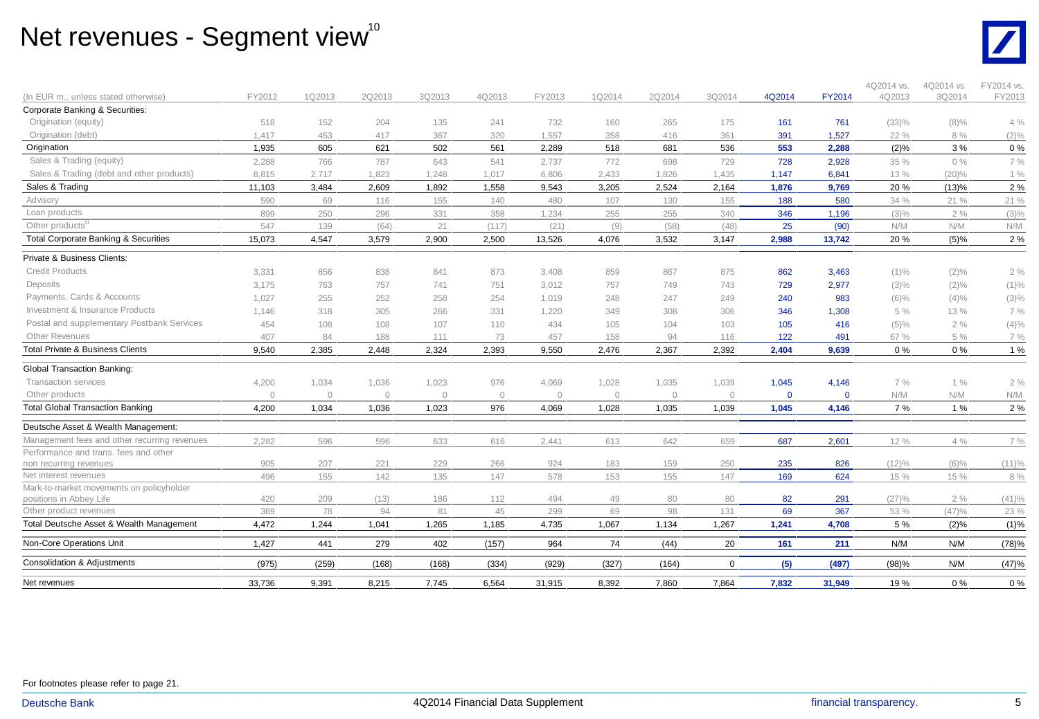# Net revenues - Segment view[10]

| (In EUR m., unless stated otherwise) | FY2012 | 1Q2013 | 2Q2013 | 3Q2013 | 4Q2013 | FY2013 | 1Q2014 | 2Q2014 | 3Q2014 | 4Q2014 | FY2014 | 4Q2014 vs. 4Q2013 | 4Q2014 vs. 3Q2014 | FY2014 vs. FY2013 |
|---|---|---|---|---|---|---|---|---|---|---|---|---|---|---|
| Corporate Banking & Securities: | | | | | | | | | | | | | | |
| Origination (equity) | 518 | 152 | 204 | 135 | 241 | 732 | 160 | 265 | 175 | 161 | 761 | (33)% | (8)% | 4 % |
| Origination (debt) | 1,417 | 453 | 417 | 367 | 320 | 1,557 | 358 | 416 | 361 | 391 | 1,527 | 22 % | 8 % | (2)% |
| Origination | 1,935 | 605 | 621 | 502 | 561 | 2,289 | 518 | 681 | 536 | 553 | 2,288 | (2)% | 3 % | 0 % |
| Sales & Trading (equity) | 2,288 | 766 | 787 | 643 | 541 | 2,737 | 772 | 698 | 729 | 728 | 2,928 | 35 % | 0 % | 7 % |
| Sales & Trading (debt and other products) | 8,815 | 2,717 | 1,823 | 1,248 | 1,017 | 6,806 | 2,433 | 1,826 | 1,435 | 1,147 | 6,841 | 13 % | (20)% | 1 % |
| Sales & Trading | 11,103 | 3,484 | 2,609 | 1,892 | 1,558 | 9,543 | 3,205 | 2,524 | 2,164 | 1,876 | 9,769 | 20 % | (13)% | 2 % |
| Advisory | 590 | 69 | 116 | 155 | 140 | 480 | 107 | 130 | 155 | 188 | 580 | 34 % | 21 % | 21 % |
| Loan products | 899 | 250 | 296 | 331 | 358 | 1,234 | 255 | 255 | 340 | 346 | 1,196 | (3)% | 2 % | (3)% |
| Other products[11] | 547 | 139 | (64) | 21 | (117) | (21) | (9) | (58) | (48) | 25 | (90) | N/M | N/M | N/M |
| Total Corporate Banking & Securities | 15,073 | 4,547 | 3,579 | 2,900 | 2,500 | 13,526 | 4,076 | 3,532 | 3,147 | 2,988 | 13,742 | 20 % | (5)% | 2 % |
| Private & Business Clients: | | | | | | | | | | | | | | |
| Credit Products | 3,331 | 856 | 838 | 841 | 873 | 3,408 | 859 | 867 | 875 | 862 | 3,463 | (1)% | (2)% | 2 % |
| Deposits | 3,175 | 763 | 757 | 741 | 751 | 3,012 | 757 | 749 | 743 | 729 | 2,977 | (3)% | (2)% | (1)% |
| Payments, Cards & Accounts | 1,027 | 255 | 252 | 258 | 254 | 1,019 | 248 | 247 | 249 | 240 | 983 | (6)% | (4)% | (3)% |
| Investment & Insurance Products | 1,146 | 318 | 305 | 266 | 331 | 1,220 | 349 | 308 | 306 | 346 | 1,308 | 5 % | 13 % | 7 % |
| Postal and supplementary Postbank Services | 454 | 108 | 108 | 107 | 110 | 434 | 105 | 104 | 103 | 105 | 416 | (5)% | 2 % | (4)% |
| Other Revenues | 407 | 84 | 188 | 111 | 73 | 457 | 158 | 94 | 116 | 122 | 491 | 67 % | 5 % | 7 % |
| Total Private & Business Clients | 9,540 | 2,385 | 2,448 | 2,324 | 2,393 | 9,550 | 2,476 | 2,367 | 2,392 | 2,404 | 9,639 | 0 % | 0 % | 1 % |
| Global Transaction Banking: | | | | | | | | | | | | | | |
| Transaction services | 4,200 | 1,034 | 1,036 | 1,023 | 976 | 4,069 | 1,028 | 1,035 | 1,039 | 1,045 | 4,146 | 7 % | 1 % | 2 % |
| Other products | 0 | 0 | 0 | 0 | 0 | 0 | 0 | 0 | 0 | 0 | 0 | N/M | N/M | N/M |
| Total Global Transaction Banking | 4,200 | 1,034 | 1,036 | 1,023 | 976 | 4,069 | 1,028 | 1,035 | 1,039 | 1,045 | 4,146 | 7 % | 1 % | 2 % |
| Deutsche Asset & Wealth Management: | | | | | | | | | | | | | | |
| Management fees and other recurring revenues | 2,282 | 596 | 596 | 633 | 616 | 2,441 | 613 | 642 | 659 | 687 | 2,601 | 12 % | 4 % | 7 % |
| Performance and trans. fees and other non recurring revenues | 905 | 207 | 221 | 229 | 266 | 924 | 183 | 159 | 250 | 235 | 826 | (12)% | (6)% | (11)% |
| Net interest revenues | 496 | 155 | 142 | 135 | 147 | 578 | 153 | 155 | 147 | 169 | 624 | 15 % | 15 % | 8 % |
| Mark-to-market movements on policyholder positions in Abbey Life | 420 | 209 | (13) | 186 | 112 | 494 | 49 | 80 | 80 | 82 | 291 | (27)% | 2 % | (41)% |
| Other product revenues | 369 | 78 | 94 | 81 | 45 | 299 | 69 | 98 | 131 | 69 | 367 | 53 % | (47)% | 23 % |
| Total Deutsche Asset & Wealth Management | 4,472 | 1,244 | 1,041 | 1,265 | 1,185 | 4,735 | 1,067 | 1,134 | 1,267 | 1,241 | 4,708 | 5 % | (2)% | (1)% |
| Non-Core Operations Unit | 1,427 | 441 | 279 | 402 | (157) | 964 | 74 | (44) | 20 | 161 | 211 | N/M | N/M | (78)% |
| Consolidation & Adjustments | (975) | (259) | (168) | (168) | (334) | (929) | (327) | (164) | 0 | (5) | (497) | (98)% | N/M | (47)% |
| Net revenues | 33,736 | 9,391 | 8,215 | 7,745 | 6,564 | 31,915 | 8,392 | 7,860 | 7,864 | 7,832 | 31,949 | 19 % | 0 % | 0 % |

For footnotes please refer to page 21.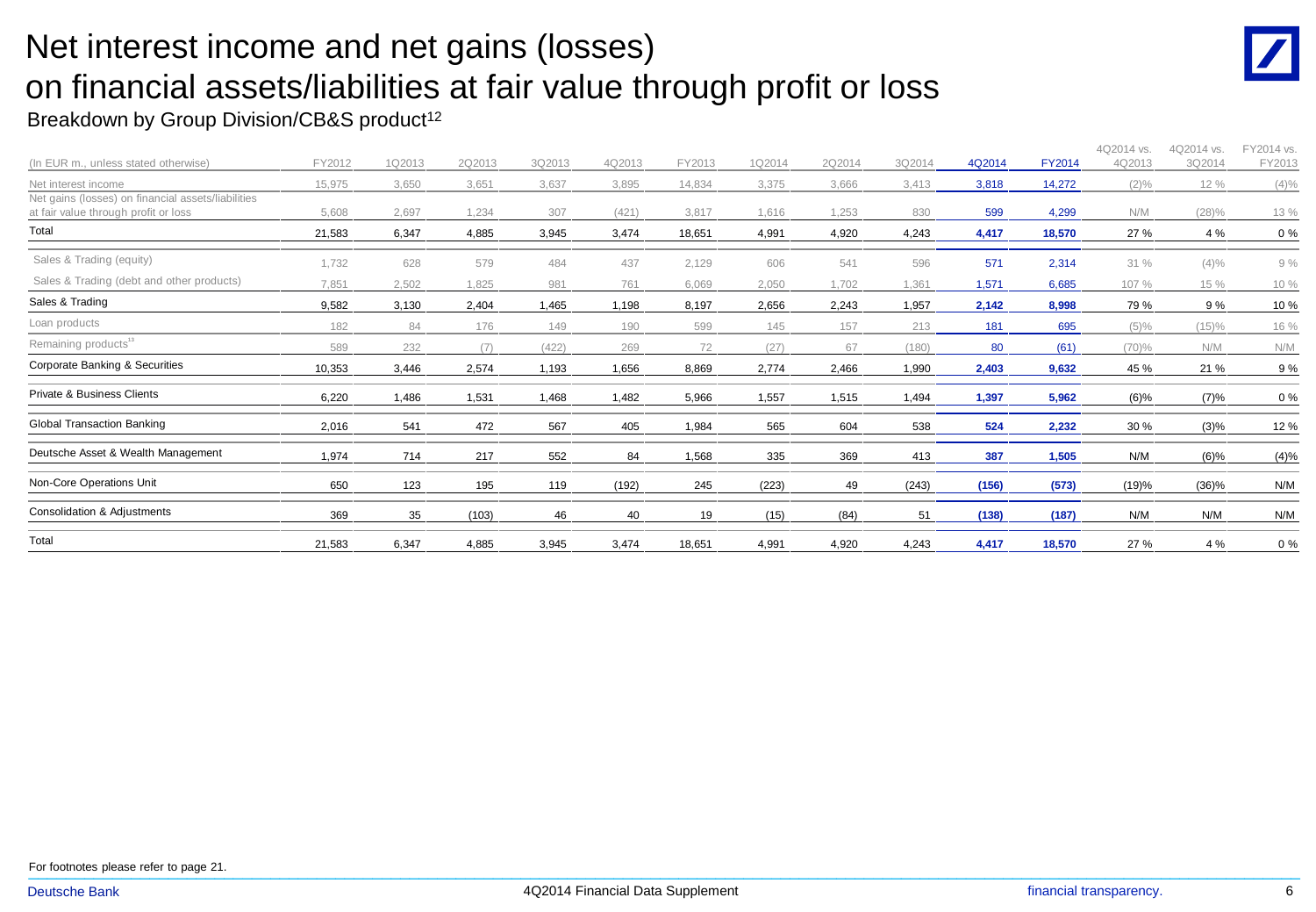# Net interest income and net gains (losses) on financial assets/liabilities at fair value through profit or loss

## Breakdown by Group Division/CB&S product[12]

| (In EUR m., unless stated otherwise) | FY2012 | 1Q2013 | 2Q2013 | 3Q2013 | 4Q2013 | FY2013 | 1Q2014 | 2Q2014 | 3Q2014 | 4Q2014 | FY2014 | 4Q2014 vs. 4Q2013 | 4Q2014 vs. 3Q2014 | FY2014 vs. FY2013 |
|---|---|---|---|---|---|---|---|---|---|---|---|---|---|---|
| Net interest income | 15,975 | 3,650 | 3,651 | 3,637 | 3,895 | 14,834 | 3,375 | 3,666 | 3,413 | 3,818 | 14,272 | (2)% | 12 % | (4)% |
| Net gains (losses) on financial assets/liabilities at fair value through profit or loss | 5,608 | 2,697 | 1,234 | 307 | (421) | 3,817 | 1,616 | 1,253 | 830 | 599 | 4,299 | N/M | (28)% | 13 % |
| Total | 21,583 | 6,347 | 4,885 | 3,945 | 3,474 | 18,651 | 4,991 | 4,920 | 4,243 | 4,417 | 18,570 | 27 % | 4 % | 0 % |
| Sales & Trading (equity) | 1,732 | 628 | 579 | 484 | 437 | 2,129 | 606 | 541 | 596 | 571 | 2,314 | 31 % | (4)% | 9 % |
| Sales & Trading (debt and other products) | 7,851 | 2,502 | 1,825 | 981 | 761 | 6,069 | 2,050 | 1,702 | 1,361 | 1,571 | 6,685 | 107 % | 15 % | 10 % |
| Sales & Trading | 9,582 | 3,130 | 2,404 | 1,465 | 1,198 | 8,197 | 2,656 | 2,243 | 1,957 | 2,142 | 8,998 | 79 % | 9 % | 10 % |
| Loan products | 182 | 84 | 176 | 149 | 190 | 599 | 145 | 157 | 213 | 181 | 695 | (5)% | (15)% | 16 % |
| Remaining products[13] | 589 | 232 | (7) | (422) | 269 | 72 | (27) | 67 | (180) | 80 | (61) | (70)% | N/M | N/M |
| Corporate Banking & Securities | 10,353 | 3,446 | 2,574 | 1,193 | 1,656 | 8,869 | 2,774 | 2,466 | 1,990 | 2,403 | 9,632 | 45 % | 21 % | 9 % |
| Private & Business Clients | 6,220 | 1,486 | 1,531 | 1,468 | 1,482 | 5,966 | 1,557 | 1,515 | 1,494 | 1,397 | 5,962 | (6)% | (7)% | 0 % |
| Global Transaction Banking | 2,016 | 541 | 472 | 567 | 405 | 1,984 | 565 | 604 | 538 | 524 | 2,232 | 30 % | (3)% | 12 % |
| Deutsche Asset & Wealth Management | 1,974 | 714 | 217 | 552 | 84 | 1,568 | 335 | 369 | 413 | 387 | 1,505 | N/M | (6)% | (4)% |
| Non-Core Operations Unit | 650 | 123 | 195 | 119 | (192) | 245 | (223) | 49 | (243) | (156) | (573) | (19)% | (36)% | N/M |
| Consolidation & Adjustments | 369 | 35 | (103) | 46 | 40 | 19 | (15) | (84) | 51 | (138) | (187) | N/M | N/M | N/M |
| Total | 21,583 | 6,347 | 4,885 | 3,945 | 3,474 | 18,651 | 4,991 | 4,920 | 4,243 | 4,417 | 18,570 | 27 % | 4 % | 0 % |

For footnotes please refer to page 21.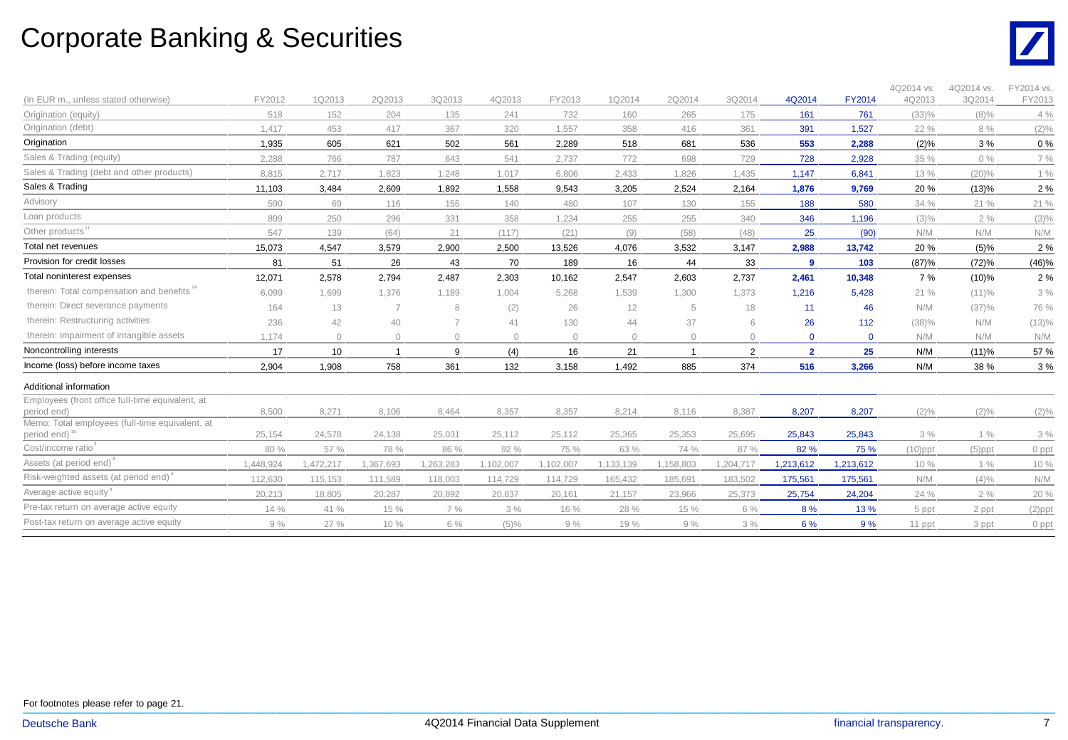# Corporate Banking & Securities

| (In EUR m., unless stated otherwise) | FY2012 | 1Q2013 | 2Q2013 | 3Q2013 | 4Q2013 | FY2013 | 1Q2014 | 2Q2014 | 3Q2014 | 4Q2014 | FY2014 | 4Q2014 vs. 4Q2013 | 4Q2014 vs. 3Q2014 | FY2014 vs. FY2013 |
|---|---|---|---|---|---|---|---|---|---|---|---|---|---|---|
| Origination (equity) | 518 | 152 | 204 | 135 | 241 | 732 | 160 | 265 | 175 | 161 | 761 | (33)% | (8)% | 4 % |
| Origination (debt) | 1,417 | 453 | 417 | 367 | 320 | 1,557 | 358 | 416 | 361 | 391 | 1,527 | 22 % | 8 % | (2)% |
| Origination | 1,935 | 605 | 621 | 502 | 561 | 2,289 | 518 | 681 | 536 | 553 | 2,288 | (2)% | 3 % | 0 % |
| Sales & Trading (equity) | 2,288 | 766 | 787 | 643 | 541 | 2,737 | 772 | 698 | 729 | 728 | 2,928 | 35 % | 0 % | 7 % |
| Sales & Trading (debt and other products) | 8,815 | 2,717 | 1,823 | 1,248 | 1,017 | 6,806 | 2,433 | 1,826 | 1,435 | 1,147 | 6,841 | 13 % | (20)% | 1 % |
| Sales & Trading | 11,103 | 3,484 | 2,609 | 1,892 | 1,558 | 9,543 | 3,205 | 2,524 | 2,164 | 1,876 | 9,769 | 20 % | (13)% | 2 % |
| Advisory | 590 | 69 | 116 | 155 | 140 | 480 | 107 | 130 | 155 | 188 | 580 | 34 % | 21 % | 21 % |
| Loan products | 899 | 250 | 296 | 331 | 358 | 1,234 | 255 | 255 | 340 | 346 | 1,196 | (3)% | 2 % | (3)% |
| Other products[11] | 547 | 139 | (64) | 21 | (117) | (21) | (9) | (58) | (48) | 25 | (90) | N/M | N/M | N/M |
| Total net revenues | 15,073 | 4,547 | 3,579 | 2,900 | 2,500 | 13,526 | 4,076 | 3,532 | 3,147 | 2,988 | 13,742 | 20 % | (5)% | 2 % |
| Provision for credit losses | 81 | 51 | 26 | 43 | 70 | 189 | 16 | 44 | 33 | 9 | 103 | (87)% | (72)% | (46)% |
| Total noninterest expenses | 12,071 | 2,578 | 2,794 | 2,487 | 2,303 | 10,162 | 2,547 | 2,603 | 2,737 | 2,461 | 10,348 | 7 % | (10)% | 2 % |
| therein: Total compensation and benefits[14] | 6,099 | 1,699 | 1,376 | 1,189 | 1,004 | 5,268 | 1,539 | 1,300 | 1,373 | 1,216 | 5,428 | 21 % | (11)% | 3 % |
| therein: Direct severance payments | 164 | 13 | 7 | 8 | (2) | 26 | 12 | 5 | 18 | 11 | 46 | N/M | (37)% | 76 % |
| therein: Restructuring activities | 236 | 42 | 40 | 7 | 41 | 130 | 44 | 37 | 6 | 26 | 112 | (38)% | N/M | (13)% |
| therein: Impairment of intangible assets | 1,174 | 0 | 0 | 0 | 0 | 0 | 0 | 0 | 0 | 0 | 0 | N/M | N/M | N/M |
| Noncontrolling interests | 17 | 10 | 1 | 9 | (4) | 16 | 21 | 1 | 2 | 2 | 25 | N/M | (11)% | 57 % |
| Income (loss) before income taxes | 2,904 | 1,908 | 758 | 361 | 132 | 3,158 | 1,492 | 885 | 374 | 516 | 3,266 | N/M | 38 % | 3 % |
| Additional information | | | | | | | | | | | | | | |
| Employees (front office full-time equivalent, at period end) | 8,500 | 8,271 | 8,106 | 8,464 | 8,357 | 8,357 | 8,214 | 8,116 | 8,387 | 8,207 | 8,207 | (2)% | (2)% | (2)% |
| Memo: Total employees (full-time equivalent, at period end)[15] | 25,154 | 24,578 | 24,138 | 25,031 | 25,112 | 25,112 | 25,365 | 25,353 | 25,695 | 25,843 | 25,843 | 3 % | 1 % | 3 % |
| Cost/income ratio[3] | 80 % | 57 % | 78 % | 86 % | 92 % | 75 % | 63 % | 74 % | 87 % | 82 % | 75 % | (10)ppt | (5)ppt | 0 ppt |
| Assets (at period end)[8] | 1,448,924 | 1,472,217 | 1,367,693 | 1,263,283 | 1,102,007 | 1,102,007 | 1,133,139 | 1,158,803 | 1,204,717 | 1,213,612 | 1,213,612 | 10 % | 1 % | 10 % |
| Risk-weighted assets (at period end)[6] | 112,630 | 115,153 | 111,589 | 118,003 | 114,729 | 114,729 | 165,432 | 185,691 | 183,502 | 175,561 | 175,561 | N/M | (4)% | N/M |
| Average active equity[9] | 20,213 | 18,805 | 20,287 | 20,892 | 20,837 | 20,161 | 21,157 | 23,966 | 25,373 | 25,754 | 24,204 | 24 % | 2 % | 20 % |
| Pre-tax return on average active equity | 14 % | 41 % | 15 % | 7 % | 3 % | 16 % | 28 % | 15 % | 6 % | 8 % | 13 % | 5 ppt | 2 ppt | (2)ppt |
| Post-tax return on average active equity | 9 % | 27 % | 10 % | 6 % | (5)% | 9 % | 19 % | 9 % | 3 % | 6 % | 9 % | 11 ppt | 3 ppt | 0 ppt |

For footnotes please refer to page 21.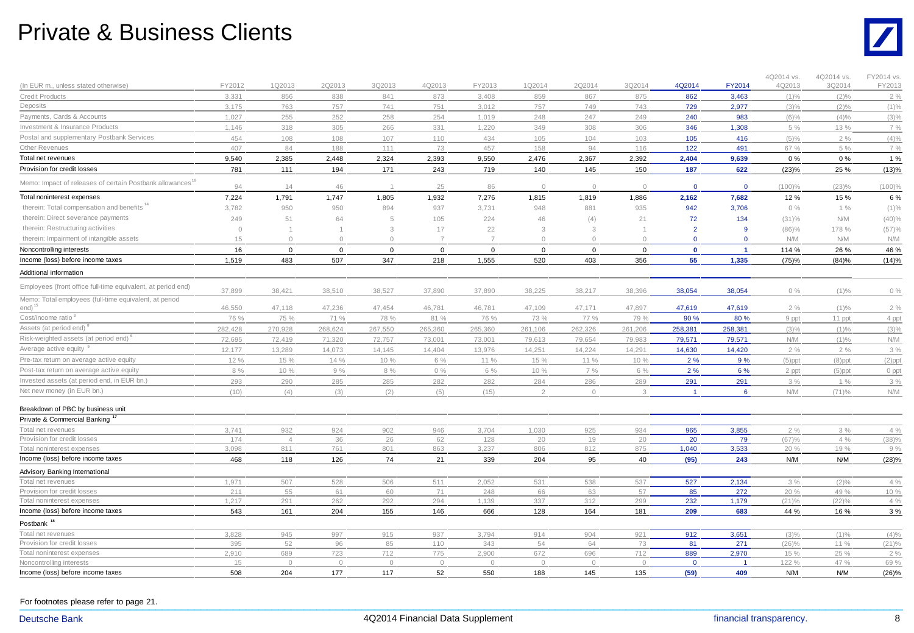# Private & Business Clients

| (In EUR m., unless stated otherwise) | FY2012 | 1Q2013 | 2Q2013 | 3Q2013 | 4Q2013 | FY2013 | 1Q2014 | 2Q2014 | 3Q2014 | 4Q2014 | FY2014 | 4Q2014 vs. 4Q2013 | 4Q2014 vs. 3Q2014 | FY2014 vs. FY2013 |
|---|---|---|---|---|---|---|---|---|---|---|---|---|---|---|
| Credit Products | 3,331 | 856 | 838 | 841 | 873 | 3,408 | 859 | 867 | 875 | 862 | 3,463 | (1)% | (2)% | 2 % |
| Deposits | 3,175 | 763 | 757 | 741 | 751 | 3,012 | 757 | 749 | 743 | 729 | 2,977 | (3)% | (2)% | (1)% |
| Payments, Cards & Accounts | 1,027 | 255 | 252 | 258 | 254 | 1,019 | 248 | 247 | 249 | 240 | 983 | (6)% | (4)% | (3)% |
| Investment & Insurance Products | 1,146 | 318 | 305 | 266 | 331 | 1,220 | 349 | 308 | 306 | 346 | 1,308 | 5 % | 13 % | 7 % |
| Postal and supplementary Postbank Services | 454 | 108 | 108 | 107 | 110 | 434 | 105 | 104 | 103 | 105 | 416 | (5)% | 2 % | (4)% |
| Other Revenues | 407 | 84 | 188 | 111 | 73 | 457 | 158 | 94 | 116 | 122 | 491 | 67 % | 5 % | 7 % |
| Total net revenues | 9,540 | 2,385 | 2,448 | 2,324 | 2,393 | 9,550 | 2,476 | 2,367 | 2,392 | 2,404 | 9,639 | 0 % | 0 % | 1 % |
| Provision for credit losses | 781 | 111 | 194 | 171 | 243 | 719 | 140 | 145 | 150 | 187 | 622 | (23)% | 25 % | (13)% |
| Memo: Impact of releases of certain Postbank allowances [16] | 94 | 14 | 46 | 1 | 25 | 86 | 0 | 0 | 0 | 0 | 0 | (100)% | (23)% | (100)% |
| Total noninterest expenses | 7,224 | 1,791 | 1,747 | 1,805 | 1,932 | 7,276 | 1,815 | 1,819 | 1,886 | 2,162 | 7,682 | 12 % | 15 % | 6 % |
| therein: Total compensation and benefits [14] | 3,782 | 950 | 950 | 894 | 937 | 3,731 | 948 | 881 | 935 | 942 | 3,706 | 0 % | 1 % | (1)% |
| therein: Direct severance payments | 249 | 51 | 64 | 5 | 105 | 224 | 46 | (4) | 21 | 72 | 134 | (31)% | N/M | (40)% |
| therein: Restructuring activities | 0 | 1 | 1 | 3 | 17 | 22 | 3 | 3 | 1 | 2 | 9 | (86)% | 178 % | (57)% |
| therein: Impairment of intangible assets | 15 | 0 | 0 | 0 | 7 | 7 | 0 | 0 | 0 | 0 | 0 | N/M | N/M | N/M |
| Noncontrolling interests | 16 | 0 | 0 | 0 | 0 | 0 | 0 | 0 | 0 | 0 | 1 | 114 % | 26 % | 46 % |
| Income (loss) before income taxes | 1,519 | 483 | 507 | 347 | 218 | 1,555 | 520 | 403 | 356 | 55 | 1,335 | (75)% | (84)% | (14)% |
| **Additional information** | | | | | | | | | | | | | | |
| Employees (front office full-time equivalent, at period end) | 37,899 | 38,421 | 38,510 | 38,527 | 37,890 | 37,890 | 38,225 | 38,217 | 38,396 | 38,054 | 38,054 | 0 % | (1)% | 0 % |
| Memo: Total employees (full-time equivalent, at period end) [15] | 46,550 | 47,118 | 47,236 | 47,454 | 46,781 | 46,781 | 47,109 | 47,171 | 47,897 | 47,619 | 47,619 | 2 % | (1)% | 2 % |
| Cost/income ratio [3] | 76 % | 75 % | 71 % | 78 % | 81 % | 76 % | 73 % | 77 % | 79 % | 90 % | 80 % | 9 ppt | 11 ppt | 4 ppt |
| Assets (at period end) [8] | 282,428 | 270,928 | 268,624 | 267,550 | 265,360 | 265,360 | 261,106 | 262,326 | 261,206 | 258,381 | 258,381 | (3)% | (1)% | (3)% |
| Risk-weighted assets (at period end) [6] | 72,695 | 72,419 | 71,320 | 72,757 | 73,001 | 73,001 | 79,613 | 79,654 | 79,983 | 79,571 | 79,571 | N/M | (1)% | N/M |
| Average active equity [9] | 12,177 | 13,289 | 14,073 | 14,145 | 14,404 | 13,976 | 14,251 | 14,224 | 14,291 | 14,630 | 14,420 | 2 % | 2 % | 3 % |
| Pre-tax return on average active equity | 12 % | 15 % | 14 % | 10 % | 6 % | 11 % | 15 % | 11 % | 10 % | 2 % | 9 % | (5)ppt | (8)ppt | (2)ppt |
| Post-tax return on average active equity | 8 % | 10 % | 9 % | 8 % | 0 % | 6 % | 10 % | 7 % | 6 % | 2 % | 6 % | 2 ppt | (5)ppt | 0 ppt |
| Invested assets (at period end, in EUR bn.) | 293 | 290 | 285 | 285 | 282 | 282 | 284 | 286 | 289 | 291 | 291 | 3 % | 1 % | 3 % |
| Net new money (in EUR bn.) | (10) | (4) | (3) | (2) | (5) | (15) | 2 | 0 | 3 | 1 | 6 | N/M | (71)% | N/M |
| **Breakdown of PBC by business unit** | | | | | | | | | | | | | | |
| **Private & Commercial Banking [17]** | | | | | | | | | | | | | | |
| Total net revenues | 3,741 | 932 | 924 | 902 | 946 | 3,704 | 1,030 | 925 | 934 | 965 | 3,855 | 2 % | 3 % | 4 % |
| Provision for credit losses | 174 | 4 | 36 | 26 | 62 | 128 | 20 | 19 | 20 | 20 | 79 | (67)% | 4 % | (38)% |
| Total noninterest expenses | 3,098 | 811 | 761 | 801 | 863 | 3,237 | 806 | 812 | 875 | 1,040 | 3,533 | 20 % | 19 % | 9 % |
| Income (loss) before income taxes | 468 | 118 | 126 | 74 | 21 | 339 | 204 | 95 | 40 | (95) | 243 | N/M | N/M | (28)% |
| **Advisory Banking International** | | | | | | | | | | | | | | |
| Total net revenues | 1,971 | 507 | 528 | 506 | 511 | 2,052 | 531 | 538 | 537 | 527 | 2,134 | 3 % | (2)% | 4 % |
| Provision for credit losses | 211 | 55 | 61 | 60 | 71 | 248 | 66 | 63 | 57 | 85 | 272 | 20 % | 49 % | 10 % |
| Total noninterest expenses | 1,217 | 291 | 262 | 292 | 294 | 1,139 | 337 | 312 | 299 | 232 | 1,179 | (21)% | (22)% | 4 % |
| Income (loss) before income taxes | 543 | 161 | 204 | 155 | 146 | 666 | 128 | 164 | 181 | 209 | 683 | 44 % | 16 % | 3 % |
| **Postbank [18]** | | | | | | | | | | | | | | |
| Total net revenues | 3,828 | 945 | 997 | 915 | 937 | 3,794 | 914 | 904 | 921 | 912 | 3,651 | (3)% | (1)% | (4)% |
| Provision for credit losses | 395 | 52 | 96 | 85 | 110 | 343 | 54 | 64 | 73 | 81 | 271 | (26)% | 11 % | (21)% |
| Total noninterest expenses | 2,910 | 689 | 723 | 712 | 775 | 2,900 | 672 | 696 | 712 | 889 | 2,970 | 15 % | 25 % | 2 % |
| Noncontrolling interests | 15 | 0 | 0 | 0 | 0 | 0 | 0 | 0 | 0 | 0 | 1 | 122 % | 47 % | 69 % |
| Income (loss) before income taxes | 508 | 204 | 177 | 117 | 52 | 550 | 188 | 145 | 135 | (59) | 409 | N/M | N/M | (26)% |

For footnotes please refer to page 21.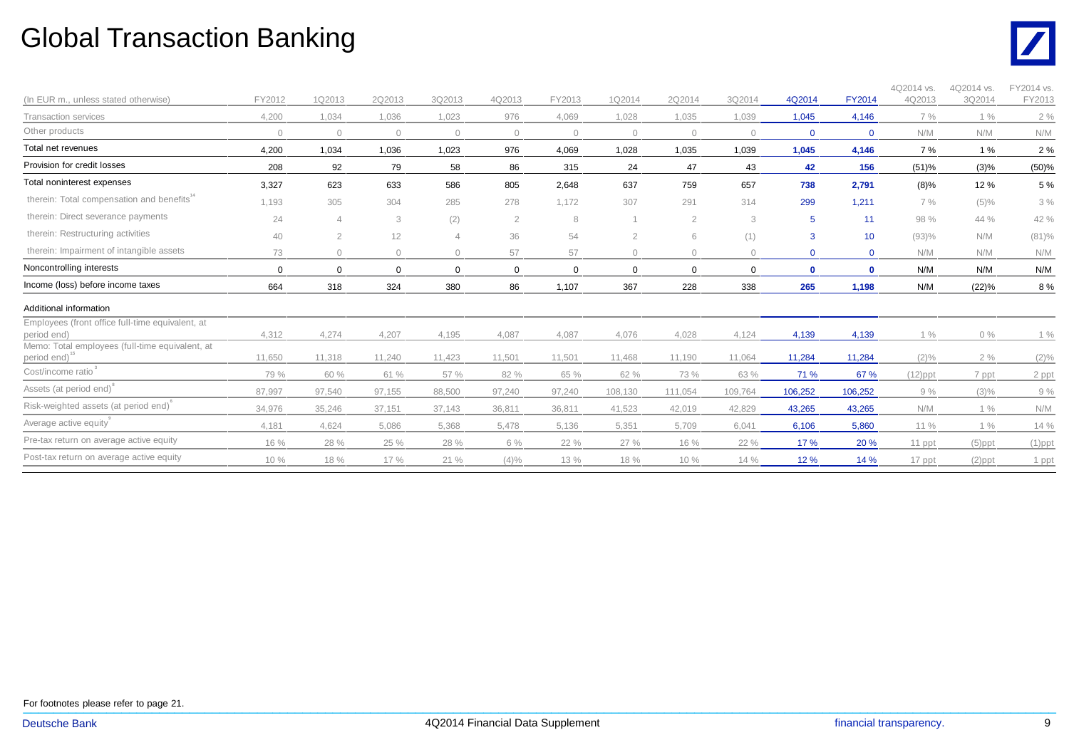# Global Transaction Banking

| (In EUR m., unless stated otherwise) | FY2012 | 1Q2013 | 2Q2013 | 3Q2013 | 4Q2013 | FY2013 | 1Q2014 | 2Q2014 | 3Q2014 | 4Q2014 | FY2014 | 4Q2014 vs. 4Q2013 | 4Q2014 vs. 3Q2014 | FY2014 vs. FY2013 |
|---|---|---|---|---|---|---|---|---|---|---|---|---|---|---|
| Transaction services | 4,200 | 1,034 | 1,036 | 1,023 | 976 | 4,069 | 1,028 | 1,035 | 1,039 | 1,045 | 4,146 | 7 % | 1 % | 2 % |
| Other products | 0 | 0 | 0 | 0 | 0 | 0 | 0 | 0 | 0 | 0 | 0 | N/M | N/M | N/M |
| Total net revenues | 4,200 | 1,034 | 1,036 | 1,023 | 976 | 4,069 | 1,028 | 1,035 | 1,039 | 1,045 | 4,146 | 7 % | 1 % | 2 % |
| Provision for credit losses | 208 | 92 | 79 | 58 | 86 | 315 | 24 | 47 | 43 | 42 | 156 | (51)% | (3)% | (50)% |
| Total noninterest expenses | 3,327 | 623 | 633 | 586 | 805 | 2,648 | 637 | 759 | 657 | 738 | 2,791 | (8)% | 12 % | 5 % |
| therein: Total compensation and benefits[14] | 1,193 | 305 | 304 | 285 | 278 | 1,172 | 307 | 291 | 314 | 299 | 1,211 | 7 % | (5)% | 3 % |
| therein: Direct severance payments | 24 | 4 | 3 | (2) | 2 | 8 | 1 | 2 | 3 | 5 | 11 | 98 % | 44 % | 42 % |
| therein: Restructuring activities | 40 | 2 | 12 | 4 | 36 | 54 | 2 | 6 | (1) | 3 | 10 | (93)% | N/M | (81)% |
| therein: Impairment of intangible assets | 73 | 0 | 0 | 0 | 57 | 57 | 0 | 0 | 0 | 0 | 0 | N/M | N/M | N/M |
| Noncontrolling interests | 0 | 0 | 0 | 0 | 0 | 0 | 0 | 0 | 0 | 0 | 0 | N/M | N/M | N/M |
| Income (loss) before income taxes | 664 | 318 | 324 | 380 | 86 | 1,107 | 367 | 228 | 338 | 265 | 1,198 | N/M | (22)% | 8 % |
| Additional information | | | | | | | | | | | | | | |
| Employees (front office full-time equivalent, at period end) | 4,312 | 4,274 | 4,207 | 4,195 | 4,087 | 4,087 | 4,076 | 4,028 | 4,124 | 4,139 | 4,139 | 1 % | 0 % | 1 % |
| Memo: Total employees (full-time equivalent, at period end)[15] | 11,650 | 11,318 | 11,240 | 11,423 | 11,501 | 11,501 | 11,468 | 11,190 | 11,064 | 11,284 | 11,284 | (2)% | 2 % | (2)% |
| Cost/income ratio[3] | 79 % | 60 % | 61 % | 57 % | 82 % | 65 % | 62 % | 73 % | 63 % | 71 % | 67 % | (12)ppt | 7 ppt | 2 ppt |
| Assets (at period end)[8] | 87,997 | 97,540 | 97,155 | 88,500 | 97,240 | 97,240 | 108,130 | 111,054 | 109,764 | 106,252 | 106,252 | 9 % | (3)% | 9 % |
| Risk-weighted assets (at period end)[6] | 34,976 | 35,246 | 37,151 | 37,143 | 36,811 | 36,811 | 41,523 | 42,019 | 42,829 | 43,265 | 43,265 | N/M | 1 % | N/M |
| Average active equity[9] | 4,181 | 4,624 | 5,086 | 5,368 | 5,478 | 5,136 | 5,351 | 5,709 | 6,041 | 6,106 | 5,860 | 11 % | 1 % | 14 % |
| Pre-tax return on average active equity | 16 % | 28 % | 25 % | 28 % | 6 % | 22 % | 27 % | 16 % | 22 % | 17 % | 20 % | 11 ppt | (5)ppt | (1)ppt |
| Post-tax return on average active equity | 10 % | 18 % | 17 % | 21 % | (4)% | 13 % | 18 % | 10 % | 14 % | 12 % | 14 % | 17 ppt | (2)ppt | 1 ppt |

For footnotes please refer to page 21.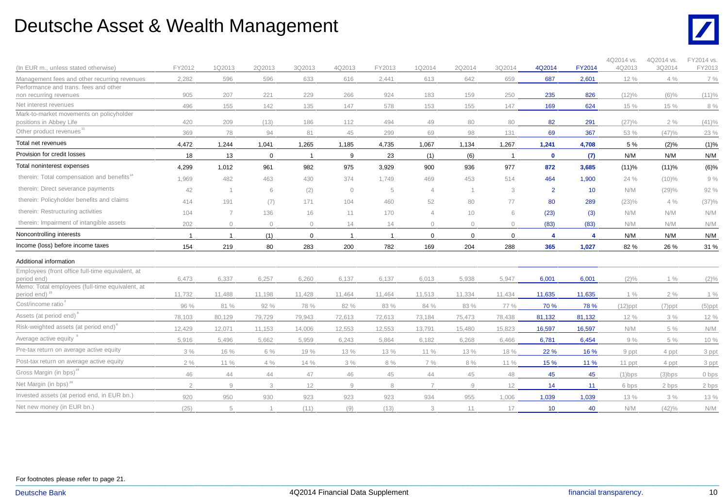# Deutsche Asset & Wealth Management

| (In EUR m., unless stated otherwise) | FY2012 | 1Q2013 | 2Q2013 | 3Q2013 | 4Q2013 | FY2013 | 1Q2014 | 2Q2014 | 3Q2014 | 4Q2014 | FY2014 | 4Q2014 vs. 4Q2013 | 4Q2014 vs. 3Q2014 | FY2014 vs. FY2013 |
|---|---|---|---|---|---|---|---|---|---|---|---|---|---|---|
| Management fees and other recurring revenues | 2,282 | 596 | 596 | 633 | 616 | 2,441 | 613 | 642 | 659 | 687 | 2,601 | 12 % | 4 % | 7 % |
| Performance and trans. fees and other non recurring revenues | 905 | 207 | 221 | 229 | 266 | 924 | 183 | 159 | 250 | 235 | 826 | (12)% | (6)% | (11)% |
| Net interest revenues | 496 | 155 | 142 | 135 | 147 | 578 | 153 | 155 | 147 | 169 | 624 | 15 % | 15 % | 8 % |
| Mark-to-market movements on policyholder positions in Abbey Life | 420 | 209 | (13) | 186 | 112 | 494 | 49 | 80 | 80 | 82 | 291 | (27)% | 2 % | (41)% |
| Other product revenues[11] | 369 | 78 | 94 | 81 | 45 | 299 | 69 | 98 | 131 | 69 | 367 | 53 % | (47)% | 23 % |
| Total net revenues | 4,472 | 1,244 | 1,041 | 1,265 | 1,185 | 4,735 | 1,067 | 1,134 | 1,267 | 1,241 | 4,708 | 5 % | (2)% | (1)% |
| Provision for credit losses | 18 | 13 | 0 | 1 | 9 | 23 | (1) | (6) | 1 | 0 | (7) | N/M | N/M | N/M |
| Total noninterest expenses | 4,299 | 1,012 | 961 | 982 | 975 | 3,929 | 900 | 936 | 977 | 872 | 3,685 | (11)% | (11)% | (6)% |
| therein: Total compensation and benefits[14] | 1,969 | 482 | 463 | 430 | 374 | 1,749 | 469 | 453 | 514 | 464 | 1,900 | 24 % | (10)% | 9 % |
| therein: Direct severance payments | 42 | 1 | 6 | (2) | 0 | 5 | 4 | 1 | 3 | 2 | 10 | N/M | (29)% | 92 % |
| therein: Policyholder benefits and claims | 414 | 191 | (7) | 171 | 104 | 460 | 52 | 80 | 77 | 80 | 289 | (23)% | 4 % | (37)% |
| therein: Restructuring activities | 104 | 7 | 136 | 16 | 11 | 170 | 4 | 10 | 6 | (23) | (3) | N/M | N/M | N/M |
| therein: Impairment of intangible assets | 202 | 0 | 0 | 0 | 14 | 14 | 0 | 0 | 0 | (83) | (83) | N/M | N/M | N/M |
| Noncontrolling interests | 1 | 1 | (1) | 0 | 1 | 1 | 0 | 0 | 0 | 4 | 4 | N/M | N/M | N/M |
| Income (loss) before income taxes | 154 | 219 | 80 | 283 | 200 | 782 | 169 | 204 | 288 | 365 | 1,027 | 82 % | 26 % | 31 % |
| Additional information | | | | | | | | | | | | | | |
| Employees (front office full-time equivalent, at period end) | 6,473 | 6,337 | 6,257 | 6,260 | 6,137 | 6,137 | 6,013 | 5,938 | 5,947 | 6,001 | 6,001 | (2)% | 1 % | (2)% |
| Memo: Total employees (full-time equivalent, at period end)[15] | 11,732 | 11,488 | 11,198 | 11,428 | 11,464 | 11,464 | 11,513 | 11,334 | 11,434 | 11,635 | 11,635 | 1 % | 2 % | 1 % |
| Cost/income ratio[3] | 96 % | 81 % | 92 % | 78 % | 82 % | 83 % | 84 % | 83 % | 77 % | 70 % | 78 % | (12)ppt | (7)ppt | (5)ppt |
| Assets (at period end)[8] | 78,103 | 80,129 | 79,729 | 79,943 | 72,613 | 72,613 | 73,184 | 75,473 | 78,438 | 81,132 | 81,132 | 12 % | 3 % | 12 % |
| Risk-weighted assets (at period end)[6] | 12,429 | 12,071 | 11,153 | 14,006 | 12,553 | 12,553 | 13,791 | 15,480 | 15,823 | 16,597 | 16,597 | N/M | 5 % | N/M |
| Average active equity[9] | 5,916 | 5,496 | 5,662 | 5,959 | 6,243 | 5,864 | 6,182 | 6,268 | 6,466 | 6,781 | 6,454 | 9 % | 5 % | 10 % |
| Pre-tax return on average active equity | 3 % | 16 % | 6 % | 19 % | 13 % | 13 % | 11 % | 13 % | 18 % | 22 % | 16 % | 9 ppt | 4 ppt | 3 ppt |
| Post-tax return on average active equity | 2 % | 11 % | 4 % | 14 % | 3 % | 8 % | 7 % | 8 % | 11 % | 15 % | 11 % | 11 ppt | 4 ppt | 3 ppt |
| Gross Margin (in bps)[19] | 46 | 44 | 44 | 47 | 46 | 45 | 44 | 45 | 48 | 45 | 45 | (1)bps | (3)bps | 0 bps |
| Net Margin (in bps)[20] | 2 | 9 | 3 | 12 | 9 | 8 | 7 | 9 | 12 | 14 | 11 | 6 bps | 2 bps | 2 bps |
| Invested assets (at period end, in EUR bn.) | 920 | 950 | 930 | 923 | 923 | 923 | 934 | 955 | 1,006 | 1,039 | 1,039 | 13 % | 3 % | 13 % |
| Net new money (in EUR bn.) | (25) | 5 | 1 | (11) | (9) | (13) | 3 | 11 | 17 | 10 | 40 | N/M | (42)% | N/M |

For footnotes please refer to page 21.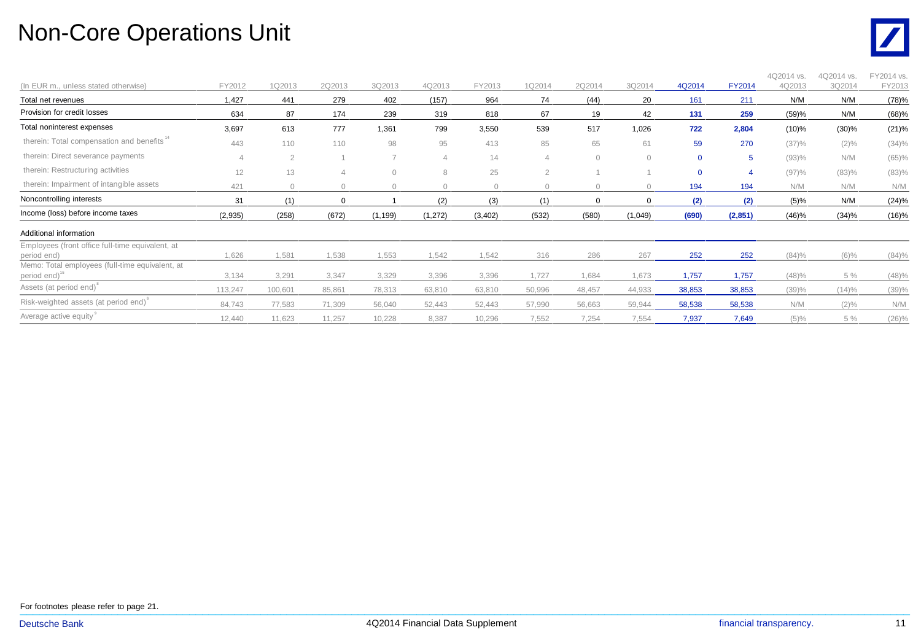# Non-Core Operations Unit

| (In EUR m., unless stated otherwise) | FY2012 | 1Q2013 | 2Q2013 | 3Q2013 | 4Q2013 | FY2013 | 1Q2014 | 2Q2014 | 3Q2014 | 4Q2014 | FY2014 | 4Q2014 vs. 4Q2013 | 4Q2014 vs. 3Q2014 | FY2014 vs. FY2013 |
|---|---|---|---|---|---|---|---|---|---|---|---|---|---|---|
| Total net revenues | 1,427 | 441 | 279 | 402 | (157) | 964 | 74 | (44) | 20 | 161 | 211 | N/M | N/M | (78)% |
| Provision for credit losses | 634 | 87 | 174 | 239 | 319 | 818 | 67 | 19 | 42 | 131 | 259 | (59)% | N/M | (68)% |
| Total noninterest expenses | 3,697 | 613 | 777 | 1,361 | 799 | 3,550 | 539 | 517 | 1,026 | 722 | 2,804 | (10)% | (30)% | (21)% |
| therein: Total compensation and benefits[14] | 443 | 110 | 110 | 98 | 95 | 413 | 85 | 65 | 61 | 59 | 270 | (37)% | (2)% | (34)% |
| therein: Direct severance payments | 4 | 2 | 1 | 7 | 4 | 14 | 4 | 0 | 0 | 0 | 5 | (93)% | N/M | (65)% |
| therein: Restructuring activities | 12 | 13 | 4 | 0 | 8 | 25 | 2 | 1 | 1 | 0 | 4 | (97)% | (83)% | (83)% |
| therein: Impairment of intangible assets | 421 | 0 | 0 | 0 | 0 | 0 | 0 | 0 | 0 | 194 | 194 | N/M | N/M | N/M |
| Noncontrolling interests | 31 | (1) | 0 | 1 | (2) | (3) | (1) | 0 | 0 | (2) | (2) | (5)% | N/M | (24)% |
| Income (loss) before income taxes | (2,935) | (258) | (672) | (1,199) | (1,272) | (3,402) | (532) | (580) | (1,049) | (690) | (2,851) | (46)% | (34)% | (16)% |
| **Additional information** | | | | | | | | | | | | | | |
| Employees (front office full-time equivalent, at period end) | 1,626 | 1,581 | 1,538 | 1,553 | 1,542 | 1,542 | 316 | 286 | 267 | 252 | 252 | (84)% | (6)% | (84)% |
| Memo: Total employees (full-time equivalent, at period end)[15] | 3,134 | 3,291 | 3,347 | 3,329 | 3,396 | 3,396 | 1,727 | 1,684 | 1,673 | 1,757 | 1,757 | (48)% | 5 % | (48)% |
| Assets (at period end)[8] | 113,247 | 100,601 | 85,861 | 78,313 | 63,810 | 63,810 | 50,996 | 48,457 | 44,933 | 38,853 | 38,853 | (39)% | (14)% | (39)% |
| Risk-weighted assets (at period end)[6] | 84,743 | 77,583 | 71,309 | 56,040 | 52,443 | 52,443 | 57,990 | 56,663 | 59,944 | 58,538 | 58,538 | N/M | (2)% | N/M |
| Average active equity[9] | 12,440 | 11,623 | 11,257 | 10,228 | 8,387 | 10,296 | 7,552 | 7,254 | 7,554 | 7,937 | 7,649 | (5)% | 5 % | (26)% |

For footnotes please refer to page 21.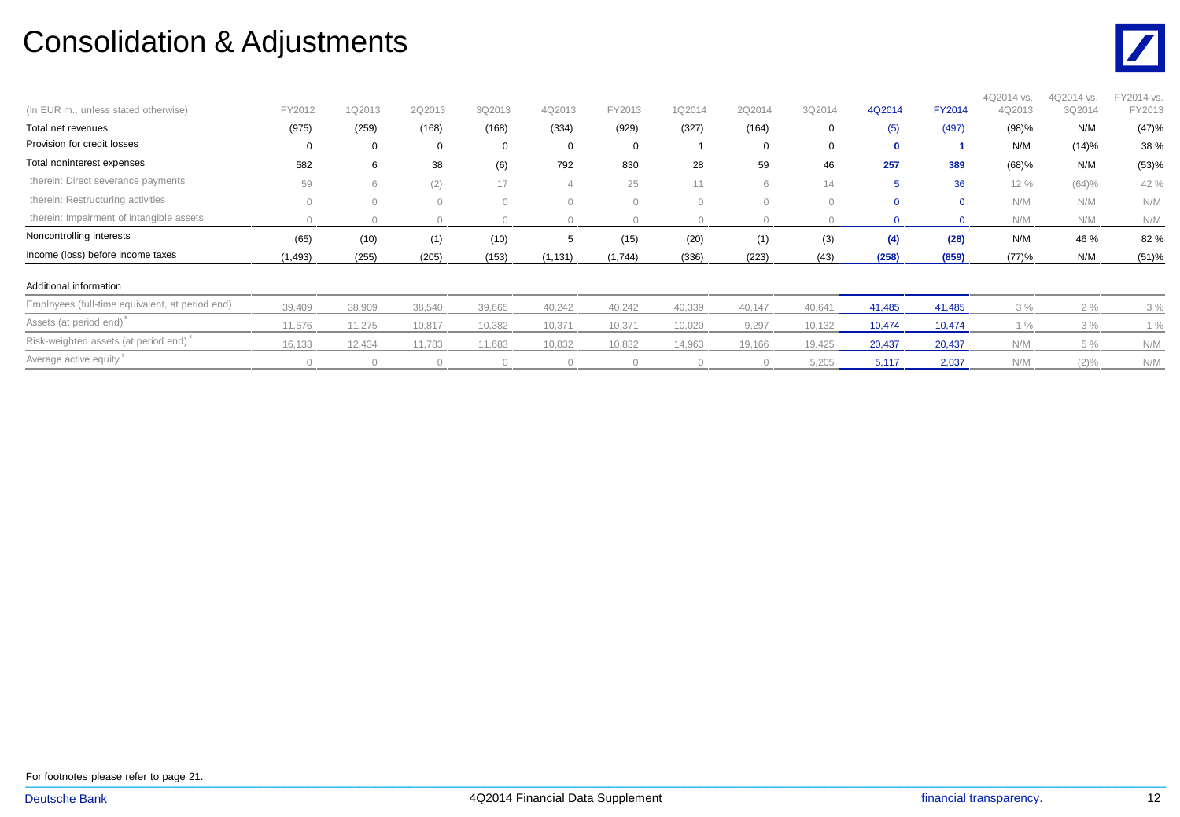# Consolidation & Adjustments

| (In EUR m., unless stated otherwise) | FY2012 | 1Q2013 | 2Q2013 | 3Q2013 | 4Q2013 | FY2013 | 1Q2014 | 2Q2014 | 3Q2014 | 4Q2014 | FY2014 | 4Q2014 vs. 4Q2013 | 4Q2014 vs. 3Q2014 | FY2014 vs. FY2013 |
|---|---|---|---|---|---|---|---|---|---|---|---|---|---|---|
| Total net revenues | (975) | (259) | (168) | (168) | (334) | (929) | (327) | (164) | 0 | (5) | (497) | (98)% | N/M | (47)% |
| Provision for credit losses | 0 | 0 | 0 | 0 | 0 | 0 | 1 | 0 | 0 | **0** | **1** | N/M | (14)% | 38 % |
| Total noninterest expenses | 582 | 6 | 38 | (6) | 792 | 830 | 28 | 59 | 46 | **257** | **389** | (68)% | N/M | (53)% |
| therein: Direct severance payments | 59 | 6 | (2) | 17 | 4 | 25 | 11 | 6 | 14 | 5 | 36 | 12 % | (64)% | 42 % |
| therein: Restructuring activities | 0 | 0 | 0 | 0 | 0 | 0 | 0 | 0 | 0 | 0 | 0 | N/M | N/M | N/M |
| therein: Impairment of intangible assets | 0 | 0 | 0 | 0 | 0 | 0 | 0 | 0 | 0 | 0 | 0 | N/M | N/M | N/M |
| Noncontrolling interests | (65) | (10) | (1) | (10) | 5 | (15) | (20) | (1) | (3) | **(4)** | **(28)** | N/M | 46 % | 82 % |
| Income (loss) before income taxes | (1,493) | (255) | (205) | (153) | (1,131) | (1,744) | (336) | (223) | (43) | **(258)** | **(859)** | (77)% | N/M | (51)% |
| Additional information | | | | | | | | | | | | | | |
| Employees (full-time equivalent, at period end) | 39,409 | 38,909 | 38,540 | 39,665 | 40,242 | 40,242 | 40,339 | 40,147 | 40,641 | 41,485 | 41,485 | 3 % | 2 % | 3 % |
| Assets (at period end)[8] | 11,576 | 11,275 | 10,817 | 10,382 | 10,371 | 10,371 | 10,020 | 9,297 | 10,132 | 10,474 | 10,474 | 1 % | 3 % | 1 % |
| Risk-weighted assets (at period end)[6] | 16,133 | 12,434 | 11,783 | 11,683 | 10,832 | 10,832 | 14,963 | 19,166 | 19,425 | 20,437 | 20,437 | N/M | 5 % | N/M |
| Average active equity[9] | 0 | 0 | 0 | 0 | 0 | 0 | 0 | 0 | 5,205 | 5,117 | 2,037 | N/M | (2)% | N/M |

For footnotes please refer to page 21.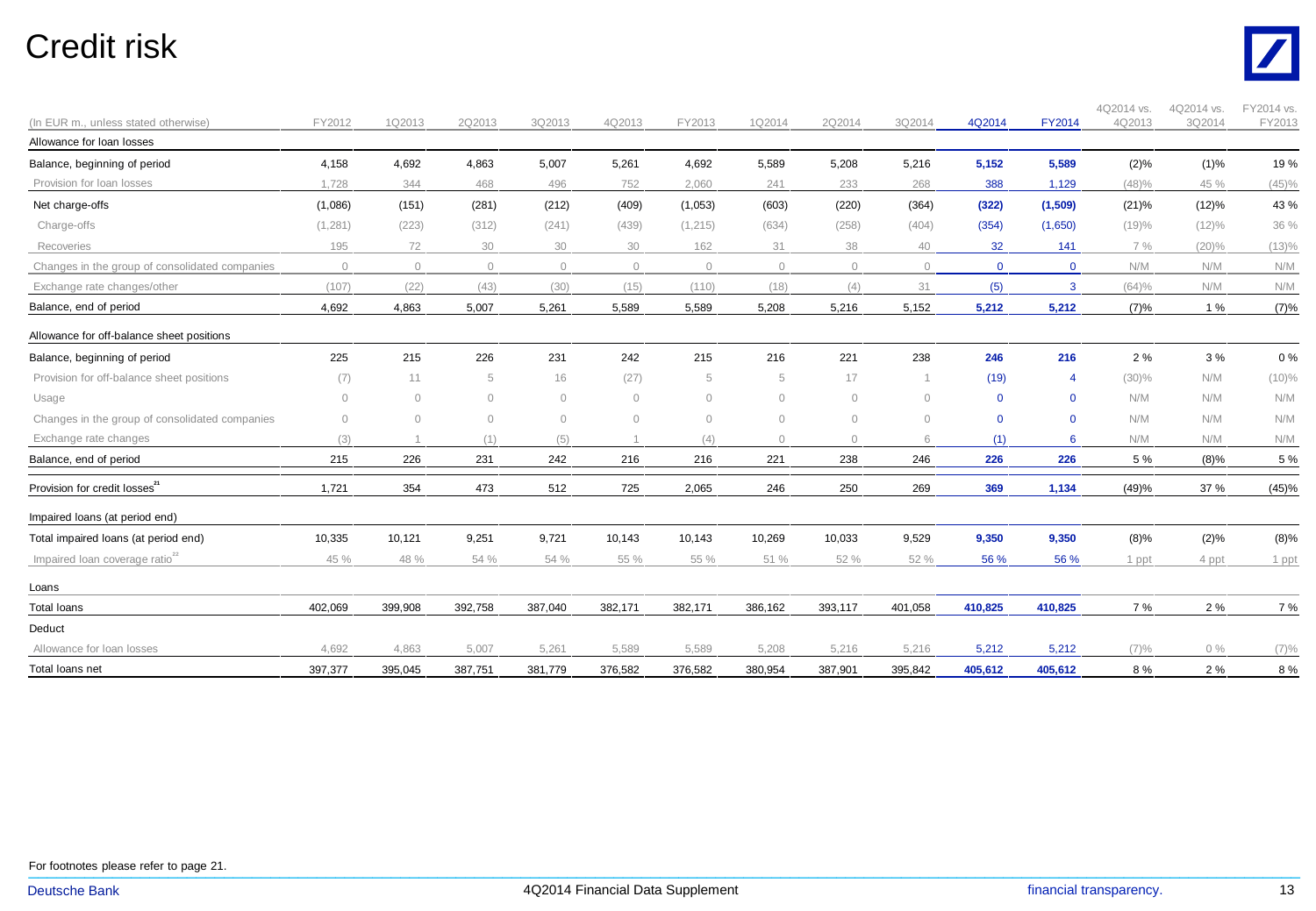# Credit risk

| (In EUR m., unless stated otherwise) | FY2012 | 1Q2013 | 2Q2013 | 3Q2013 | 4Q2013 | FY2013 | 1Q2014 | 2Q2014 | 3Q2014 | 4Q2014 | FY2014 | 4Q2014 vs. 4Q2013 | 4Q2014 vs. 3Q2014 | FY2014 vs. FY2013 |
|---|---|---|---|---|---|---|---|---|---|---|---|---|---|---|
| **Allowance for loan losses** | | | | | | | | | | | | | | |
| Balance, beginning of period | 4,158 | 4,692 | 4,863 | 5,007 | 5,261 | 4,692 | 5,589 | 5,208 | 5,216 | **5,152** | **5,589** | (2)% | (1)% | 19 % |
| Provision for loan losses | 1,728 | 344 | 468 | 496 | 752 | 2,060 | 241 | 233 | 268 | 388 | 1,129 | (48)% | 45 % | (45)% |
| Net charge-offs | (1,086) | (151) | (281) | (212) | (409) | (1,053) | (603) | (220) | (364) | **(322)** | **(1,509)** | (21)% | (12)% | 43 % |
| Charge-offs | (1,281) | (223) | (312) | (241) | (439) | (1,215) | (634) | (258) | (404) | (354) | (1,650) | (19)% | (12)% | 36 % |
| Recoveries | 195 | 72 | 30 | 30 | 30 | 162 | 31 | 38 | 40 | 32 | 141 | 7 % | (20)% | (13)% |
| Changes in the group of consolidated companies | 0 | 0 | 0 | 0 | 0 | 0 | 0 | 0 | 0 | 0 | 0 | N/M | N/M | N/M |
| Exchange rate changes/other | (107) | (22) | (43) | (30) | (15) | (110) | (18) | (4) | 31 | (5) | 3 | (64)% | N/M | N/M |
| Balance, end of period | 4,692 | 4,863 | 5,007 | 5,261 | 5,589 | 5,589 | 5,208 | 5,216 | 5,152 | **5,212** | **5,212** | (7)% | 1 % | (7)% |
| **Allowance for off-balance sheet positions** | | | | | | | | | | | | | | |
| Balance, beginning of period | 225 | 215 | 226 | 231 | 242 | 215 | 216 | 221 | 238 | **246** | **216** | 2 % | 3 % | 0 % |
| Provision for off-balance sheet positions | (7) | 11 | 5 | 16 | (27) | 5 | 5 | 17 | 1 | (19) | 4 | (30)% | N/M | (10)% |
| Usage | 0 | 0 | 0 | 0 | 0 | 0 | 0 | 0 | 0 | 0 | 0 | N/M | N/M | N/M |
| Changes in the group of consolidated companies | 0 | 0 | 0 | 0 | 0 | 0 | 0 | 0 | 0 | 0 | 0 | N/M | N/M | N/M |
| Exchange rate changes | (3) | 1 | (1) | (5) | 1 | (4) | 0 | 0 | 6 | (1) | 6 | N/M | N/M | N/M |
| Balance, end of period | 215 | 226 | 231 | 242 | 216 | 216 | 221 | 238 | 246 | **226** | **226** | 5 % | (8)% | 5 % |
| Provision for credit losses[21] | 1,721 | 354 | 473 | 512 | 725 | 2,065 | 246 | 250 | 269 | **369** | **1,134** | (49)% | 37 % | (45)% |
| **Impaired loans (at period end)** | | | | | | | | | | | | | | |
| Total impaired loans (at period end) | 10,335 | 10,121 | 9,251 | 9,721 | 10,143 | 10,143 | 10,269 | 10,033 | 9,529 | **9,350** | **9,350** | (8)% | (2)% | (8)% |
| Impaired loan coverage ratio[22] | 45 % | 48 % | 54 % | 54 % | 55 % | 55 % | 51 % | 52 % | 52 % | 56 % | 56 % | 1 ppt | 4 ppt | 1 ppt |
| **Loans** | | | | | | | | | | | | | | |
| Total loans | 402,069 | 399,908 | 392,758 | 387,040 | 382,171 | 382,171 | 386,162 | 393,117 | 401,058 | **410,825** | **410,825** | 7 % | 2 % | 7 % |
| Deduct | | | | | | | | | | | | | | |
| Allowance for loan losses | 4,692 | 4,863 | 5,007 | 5,261 | 5,589 | 5,589 | 5,208 | 5,216 | 5,216 | 5,212 | 5,212 | (7)% | 0 % | (7)% |
| Total loans net | 397,377 | 395,045 | 387,751 | 381,779 | 376,582 | 376,582 | 380,954 | 387,901 | 395,842 | **405,612** | **405,612** | 8 % | 2 % | 8 % |

For footnotes please refer to page 21.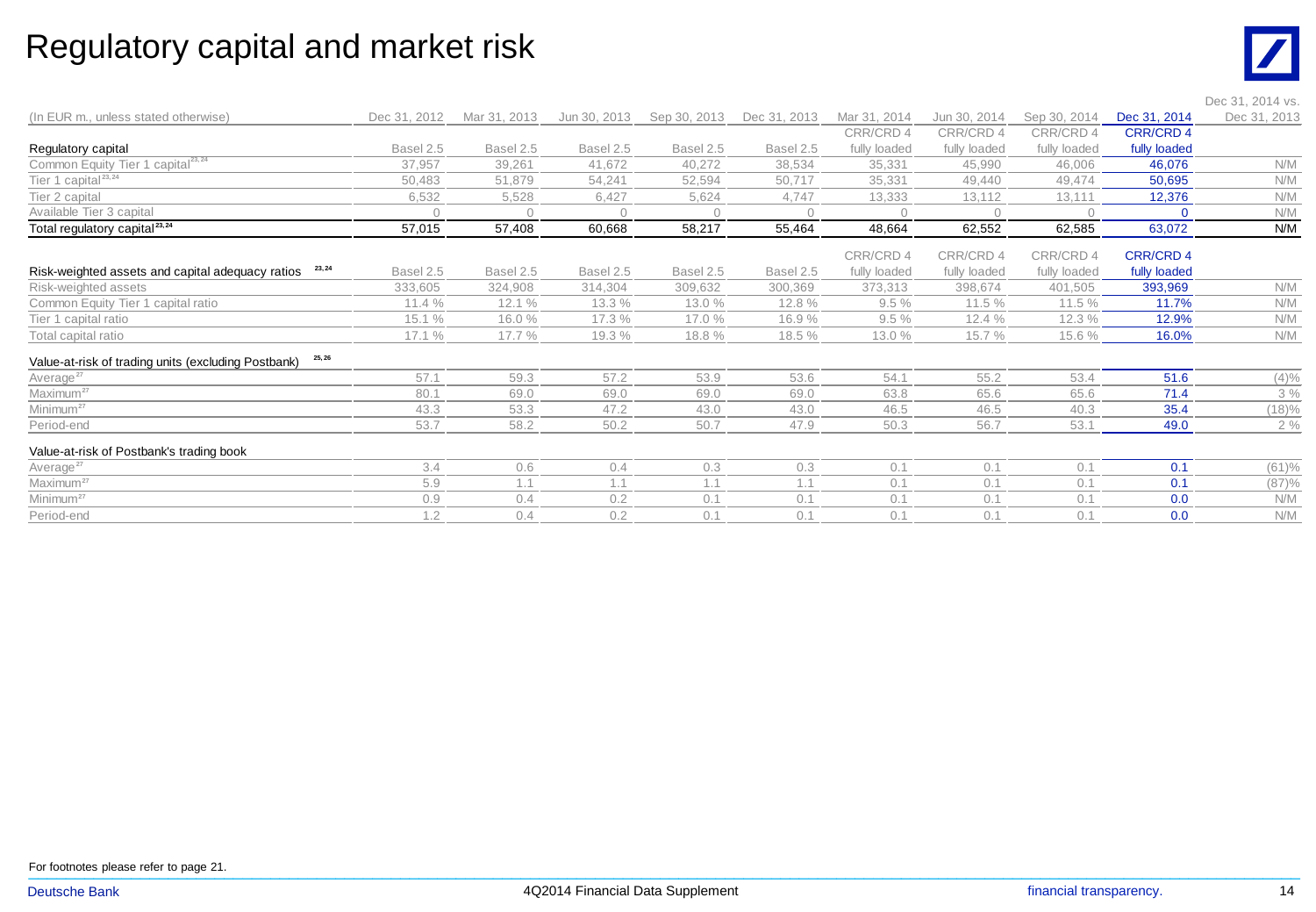# Regulatory capital and market risk

| (In EUR m., unless stated otherwise) | Dec 31, 2012 | Mar 31, 2013 | Jun 30, 2013 | Sep 30, 2013 | Dec 31, 2013 | Mar 31, 2014 | Jun 30, 2014 | Sep 30, 2014 | Dec 31, 2014 | Dec 31, 2014 vs. Dec 31, 2013 |
|---|---|---|---|---|---|---|---|---|---|---|
| **Regulatory capital** | Basel 2.5 | Basel 2.5 | Basel 2.5 | Basel 2.5 | Basel 2.5 | CRR/CRD 4 fully loaded | CRR/CRD 4 fully loaded | CRR/CRD 4 fully loaded | CRR/CRD 4 fully loaded | |
| Common Equity Tier 1 capital[23, 24] | 37,957 | 39,261 | 41,672 | 40,272 | 38,534 | 35,331 | 45,990 | 46,006 | 46,076 | N/M |
| Tier 1 capital[23, 24] | 50,483 | 51,879 | 54,241 | 52,594 | 50,717 | 35,331 | 49,440 | 49,474 | 50,695 | N/M |
| Tier 2 capital | 6,532 | 5,528 | 6,427 | 5,624 | 4,747 | 13,333 | 13,112 | 13,111 | 12,376 | N/M |
| Available Tier 3 capital | 0 | 0 | 0 | 0 | 0 | 0 | 0 | 0 | 0 | N/M |
| Total regulatory capital[23, 24] | 57,015 | 57,408 | 60,668 | 58,217 | 55,464 | 48,664 | 62,552 | 62,585 | 63,072 | N/M |
| **Risk-weighted assets and capital adequacy ratios**[23, 24] | Basel 2.5 | Basel 2.5 | Basel 2.5 | Basel 2.5 | Basel 2.5 | CRR/CRD 4 fully loaded | CRR/CRD 4 fully loaded | CRR/CRD 4 fully loaded | CRR/CRD 4 fully loaded | |
| Risk-weighted assets | 333,605 | 324,908 | 314,304 | 309,632 | 300,369 | 373,313 | 398,674 | 401,505 | 393,969 | N/M |
| Common Equity Tier 1 capital ratio | 11.4 % | 12.1 % | 13.3 % | 13.0 % | 12.8 % | 9.5 % | 11.5 % | 11.5 % | 11.7% | N/M |
| Tier 1 capital ratio | 15.1 % | 16.0 % | 17.3 % | 17.0 % | 16.9 % | 9.5 % | 12.4 % | 12.3 % | 12.9% | N/M |
| Total capital ratio | 17.1 % | 17.7 % | 19.3 % | 18.8 % | 18.5 % | 13.0 % | 15.7 % | 15.6 % | 16.0% | N/M |
| **Value-at-risk of trading units (excluding Postbank)**[25, 26] | | | | | | | | | | |
| Average[27] | 57.1 | 59.3 | 57.2 | 53.9 | 53.6 | 54.1 | 55.2 | 53.4 | 51.6 | (4)% |
| Maximum[27] | 80.1 | 69.0 | 69.0 | 69.0 | 69.0 | 63.8 | 65.6 | 65.6 | 71.4 | 3 % |
| Minimum[27] | 43.3 | 53.3 | 47.2 | 43.0 | 43.0 | 46.5 | 46.5 | 40.3 | 35.4 | (18)% |
| Period-end | 53.7 | 58.2 | 50.2 | 50.7 | 47.9 | 50.3 | 56.7 | 53.1 | 49.0 | 2 % |
| **Value-at-risk of Postbank's trading book** | | | | | | | | | | |
| Average[27] | 3.4 | 0.6 | 0.4 | 0.3 | 0.3 | 0.1 | 0.1 | 0.1 | 0.1 | (61)% |
| Maximum[27] | 5.9 | 1.1 | 1.1 | 1.1 | 1.1 | 0.1 | 0.1 | 0.1 | 0.1 | (87)% |
| Minimum[27] | 0.9 | 0.4 | 0.2 | 0.1 | 0.1 | 0.1 | 0.1 | 0.1 | 0.0 | N/M |
| Period-end | 1.2 | 0.4 | 0.2 | 0.1 | 0.1 | 0.1 | 0.1 | 0.1 | 0.0 | N/M |

For footnotes please refer to page 21.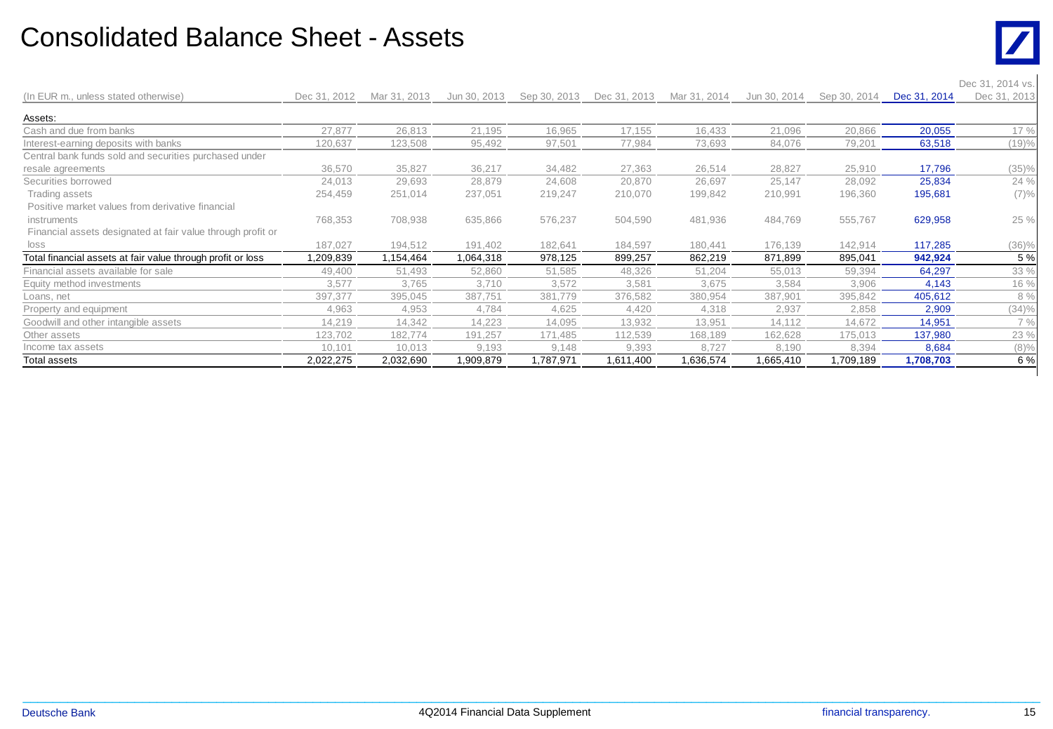# Consolidated Balance Sheet - Assets

| (In EUR m., unless stated otherwise) | Dec 31, 2012 | Mar 31, 2013 | Jun 30, 2013 | Sep 30, 2013 | Dec 31, 2013 | Mar 31, 2014 | Jun 30, 2014 | Sep 30, 2014 | Dec 31, 2014 | Dec 31, 2014 vs. Dec 31, 2013 |
|---|---|---|---|---|---|---|---|---|---|---|
| Assets: | | | | | | | | | | |
| Cash and due from banks | 27,877 | 26,813 | 21,195 | 16,965 | 17,155 | 16,433 | 21,096 | 20,866 | 20,055 | 17 % |
| Interest-earning deposits with banks | 120,637 | 123,508 | 95,492 | 97,501 | 77,984 | 73,693 | 84,076 | 79,201 | 63,518 | (19)% |
| Central bank funds sold and securities purchased under resale agreements | 36,570 | 35,827 | 36,217 | 34,482 | 27,363 | 26,514 | 28,827 | 25,910 | 17,796 | (35)% |
| Securities borrowed | 24,013 | 29,693 | 28,879 | 24,608 | 20,870 | 26,697 | 25,147 | 28,092 | 25,834 | 24 % |
| Trading assets | 254,459 | 251,014 | 237,051 | 219,247 | 210,070 | 199,842 | 210,991 | 196,360 | 195,681 | (7)% |
| Positive market values from derivative financial instruments | 768,353 | 708,938 | 635,866 | 576,237 | 504,590 | 481,936 | 484,769 | 555,767 | 629,958 | 25 % |
| Financial assets designated at fair value through profit or loss | 187,027 | 194,512 | 191,402 | 182,641 | 184,597 | 180,441 | 176,139 | 142,914 | 117,285 | (36)% |
| Total financial assets at fair value through profit or loss | 1,209,839 | 1,154,464 | 1,064,318 | 978,125 | 899,257 | 862,219 | 871,899 | 895,041 | **942,924** | 5 % |
| Financial assets available for sale | 49,400 | 51,493 | 52,860 | 51,585 | 48,326 | 51,204 | 55,013 | 59,394 | 64,297 | 33 % |
| Equity method investments | 3,577 | 3,765 | 3,710 | 3,572 | 3,581 | 3,675 | 3,584 | 3,906 | 4,143 | 16 % |
| Loans, net | 397,377 | 395,045 | 387,751 | 381,779 | 376,582 | 380,954 | 387,901 | 395,842 | 405,612 | 8 % |
| Property and equipment | 4,963 | 4,953 | 4,784 | 4,625 | 4,420 | 4,318 | 2,937 | 2,858 | 2,909 | (34)% |
| Goodwill and other intangible assets | 14,219 | 14,342 | 14,223 | 14,095 | 13,932 | 13,951 | 14,112 | 14,672 | 14,951 | 7 % |
| Other assets | 123,702 | 182,774 | 191,257 | 171,485 | 112,539 | 168,189 | 162,628 | 175,013 | 137,980 | 23 % |
| Income tax assets | 10,101 | 10,013 | 9,193 | 9,148 | 9,393 | 8,727 | 8,190 | 8,394 | 8,684 | (8)% |
| Total assets | 2,022,275 | 2,032,690 | 1,909,879 | 1,787,971 | 1,611,400 | 1,636,574 | 1,665,410 | 1,709,189 | **1,708,703** | 6 % |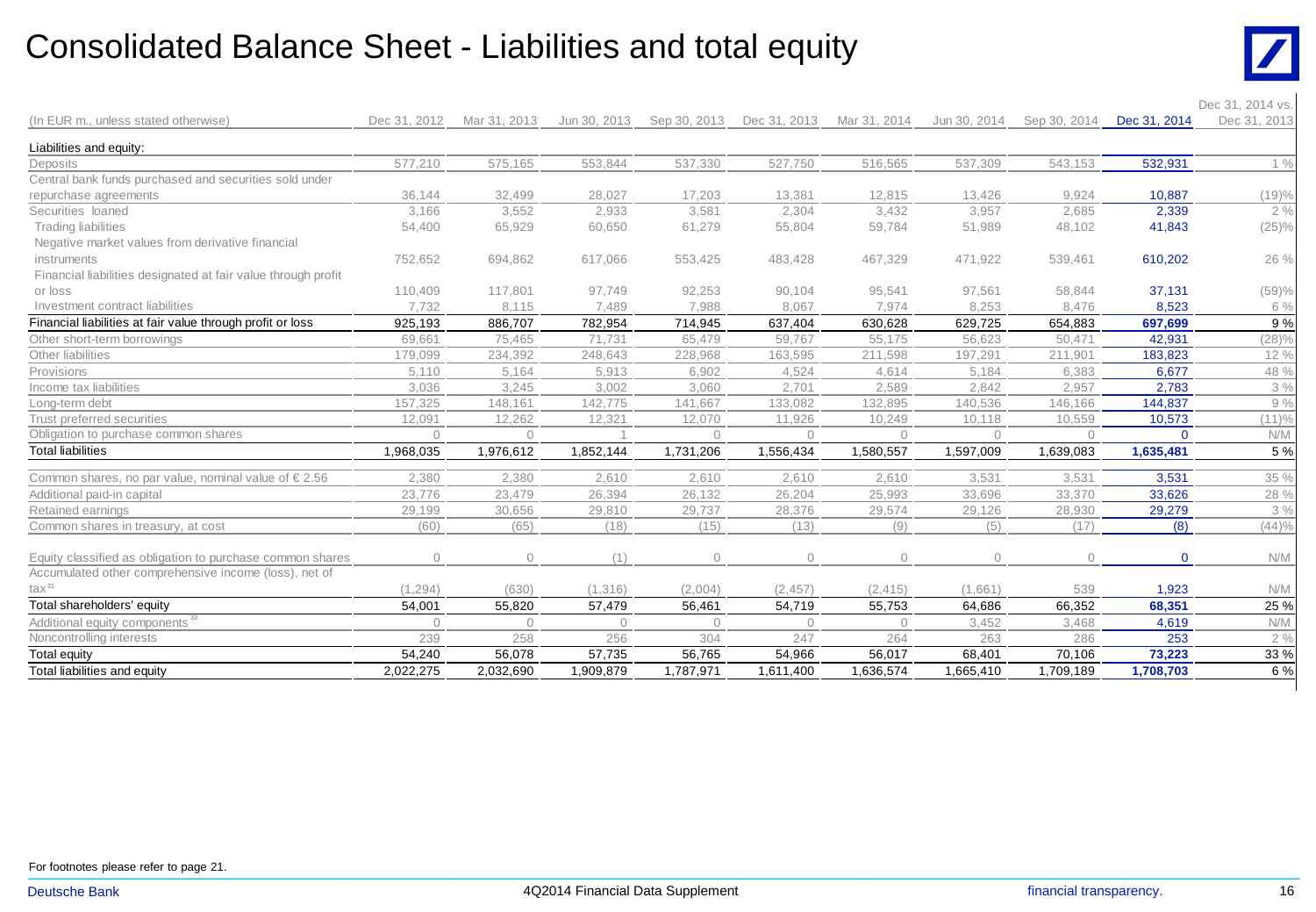# Consolidated Balance Sheet - Liabilities and total equity

| (In EUR m., unless stated otherwise) | Dec 31, 2012 | Mar 31, 2013 | Jun 30, 2013 | Sep 30, 2013 | Dec 31, 2013 | Mar 31, 2014 | Jun 30, 2014 | Sep 30, 2014 | Dec 31, 2014 | Dec 31, 2014 vs. Dec 31, 2013 |
|---|---|---|---|---|---|---|---|---|---|---|
| Liabilities and equity: | | | | | | | | | | |
| Deposits | 577,210 | 575,165 | 553,844 | 537,330 | 527,750 | 516,565 | 537,309 | 543,153 | 532,931 | 1 % |
| Central bank funds purchased and securities sold under repurchase agreements | 36,144 | 32,499 | 28,027 | 17,203 | 13,381 | 12,815 | 13,426 | 9,924 | 10,887 | (19)% |
| Securities loaned | 3,166 | 3,552 | 2,933 | 3,581 | 2,304 | 3,432 | 3,957 | 2,685 | 2,339 | 2 % |
| Trading liabilities | 54,400 | 65,929 | 60,650 | 61,279 | 55,804 | 59,784 | 51,989 | 48,102 | 41,843 | (25)% |
| Negative market values from derivative financial instruments | 752,652 | 694,862 | 617,066 | 553,425 | 483,428 | 467,329 | 471,922 | 539,461 | 610,202 | 26 % |
| Financial liabilities designated at fair value through profit or loss | 110,409 | 117,801 | 97,749 | 92,253 | 90,104 | 95,541 | 97,561 | 58,844 | 37,131 | (59)% |
| Investment contract liabilities | 7,732 | 8,115 | 7,489 | 7,988 | 8,067 | 7,974 | 8,253 | 8,476 | 8,523 | 6 % |
| Financial liabilities at fair value through profit or loss | 925,193 | 886,707 | 782,954 | 714,945 | 637,404 | 630,628 | 629,725 | 654,883 | 697,699 | 9 % |
| Other short-term borrowings | 69,661 | 75,465 | 71,731 | 65,479 | 59,767 | 55,175 | 56,623 | 50,471 | 42,931 | (28)% |
| Other liabilities | 179,099 | 234,392 | 248,643 | 228,968 | 163,595 | 211,598 | 197,291 | 211,901 | 183,823 | 12 % |
| Provisions | 5,110 | 5,164 | 5,913 | 6,902 | 4,524 | 4,614 | 5,184 | 6,383 | 6,677 | 48 % |
| Income tax liabilities | 3,036 | 3,245 | 3,002 | 3,060 | 2,701 | 2,589 | 2,842 | 2,957 | 2,783 | 3 % |
| Long-term debt | 157,325 | 148,161 | 142,775 | 141,667 | 133,082 | 132,895 | 140,536 | 146,166 | 144,837 | 9 % |
| Trust preferred securities | 12,091 | 12,262 | 12,321 | 12,070 | 11,926 | 10,249 | 10,118 | 10,559 | 10,573 | (11)% |
| Obligation to purchase common shares | 0 | 0 | 1 | 0 | 0 | 0 | 0 | 0 | 0 | N/M |
| Total liabilities | 1,968,035 | 1,976,612 | 1,852,144 | 1,731,206 | 1,556,434 | 1,580,557 | 1,597,009 | 1,639,083 | 1,635,481 | 5 % |
| Common shares, no par value, nominal value of € 2.56 | 2,380 | 2,380 | 2,610 | 2,610 | 2,610 | 2,610 | 3,531 | 3,531 | 3,531 | 35 % |
| Additional paid-in capital | 23,776 | 23,479 | 26,394 | 26,132 | 26,204 | 25,993 | 33,696 | 33,370 | 33,626 | 28 % |
| Retained earnings | 29,199 | 30,656 | 29,810 | 29,737 | 28,376 | 29,574 | 29,126 | 28,930 | 29,279 | 3 % |
| Common shares in treasury, at cost | (60) | (65) | (18) | (15) | (13) | (9) | (5) | (17) | (8) | (44)% |
| Equity classified as obligation to purchase common shares | 0 | 0 | (1) | 0 | 0 | 0 | 0 | 0 | 0 | N/M |
| Accumulated other comprehensive income (loss), net of tax[31] | (1,294) | (630) | (1,316) | (2,004) | (2,457) | (2,415) | (1,661) | 539 | 1,923 | N/M |
| Total shareholders' equity | 54,001 | 55,820 | 57,479 | 56,461 | 54,719 | 55,753 | 64,686 | 66,352 | 68,351 | 25 % |
| Additional equity components[32] | 0 | 0 | 0 | 0 | 0 | 0 | 3,452 | 3,468 | 4,619 | N/M |
| Noncontrolling interests | 239 | 258 | 256 | 304 | 247 | 264 | 263 | 286 | 253 | 2 % |
| Total equity | 54,240 | 56,078 | 57,735 | 56,765 | 54,966 | 56,017 | 68,401 | 70,106 | 73,223 | 33 % |
| Total liabilities and equity | 2,022,275 | 2,032,690 | 1,909,879 | 1,787,971 | 1,611,400 | 1,636,574 | 1,665,410 | 1,709,189 | 1,708,703 | 6 % |

For footnotes please refer to page 21.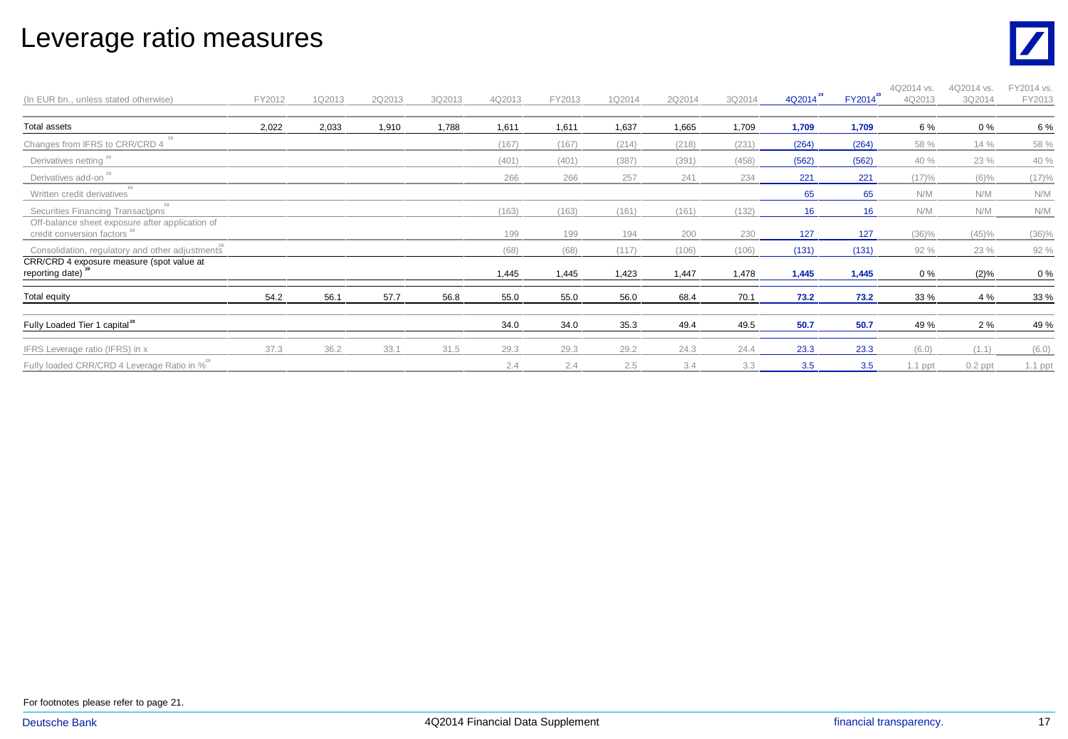# Leverage ratio measures

| (In EUR bn., unless stated otherwise) | FY2012 | 1Q2013 | 2Q2013 | 3Q2013 | 4Q2013 | FY2013 | 1Q2014 | 2Q2014 | 3Q2014 | 4Q2014[29] | FY2014[29] | 4Q2014 vs. 4Q2013 | 4Q2014 vs. 3Q2014 | FY2014 vs. FY2013 |
|---|---|---|---|---|---|---|---|---|---|---|---|---|---|---|
| Total assets | 2,022 | 2,033 | 1,910 | 1,788 | 1,611 | 1,611 | 1,637 | 1,665 | 1,709 | **1,709** | **1,709** | 6 % | 0 % | 6 % |
| Changes from IFRS to CRR/CRD 4 [28] | | | | | (167) | (167) | (214) | (218) | (231) | (264) | (264) | 58 % | 14 % | 58 % |
| Derivatives netting [28] | | | | | (401) | (401) | (387) | (391) | (458) | (562) | (562) | 40 % | 23 % | 40 % |
| Derivatives add-on [28] | | | | | 266 | 266 | 257 | 241 | 234 | 221 | 221 | (17)% | (6)% | (17)% |
| Written credit derivatives [28] | | | | | | | | | | 65 | 65 | N/M | N/M | N/M |
| Securities Financing Transactions [28] | | | | | (163) | (163) | (161) | (161) | (132) | 16 | 16 | N/M | N/M | N/M |
| Off-balance sheet exposure after application of credit conversion factors [28] | | | | | 199 | 199 | 194 | 200 | 230 | 127 | 127 | (36)% | (45)% | (36)% |
| Consolidation, regulatory and other adjustments [28] | | | | | (68) | (68) | (117) | (106) | (106) | (131) | (131) | 92 % | 23 % | 92 % |
| CRR/CRD 4 exposure measure (spot value at reporting date) [28] | | | | | 1,445 | 1,445 | 1,423 | 1,447 | 1,478 | **1,445** | **1,445** | 0 % | (2)% | 0 % |
| Total equity | 54.2 | 56.1 | 57.7 | 56.8 | 55.0 | 55.0 | 56.0 | 68.4 | 70.1 | **73.2** | **73.2** | 33 % | 4 % | 33 % |
| Fully Loaded Tier 1 capital[28] | | | | | 34.0 | 34.0 | 35.3 | 49.4 | 49.5 | **50.7** | **50.7** | 49 % | 2 % | 49 % |
| IFRS Leverage ratio (IFRS) in x | 37.3 | 36.2 | 33.1 | 31.5 | 29.3 | 29.3 | 29.2 | 24.3 | 24.4 | 23.3 | 23.3 | (6.0) | (1.1) | (6.0) |
| Fully loaded CRR/CRD 4 Leverage Ratio in % [28] | | | | | 2.4 | 2.4 | 2.5 | 3.4 | 3.3 | 3.5 | 3.5 | 1.1 ppt | 0.2 ppt | 1.1 ppt |

For footnotes please refer to page 21.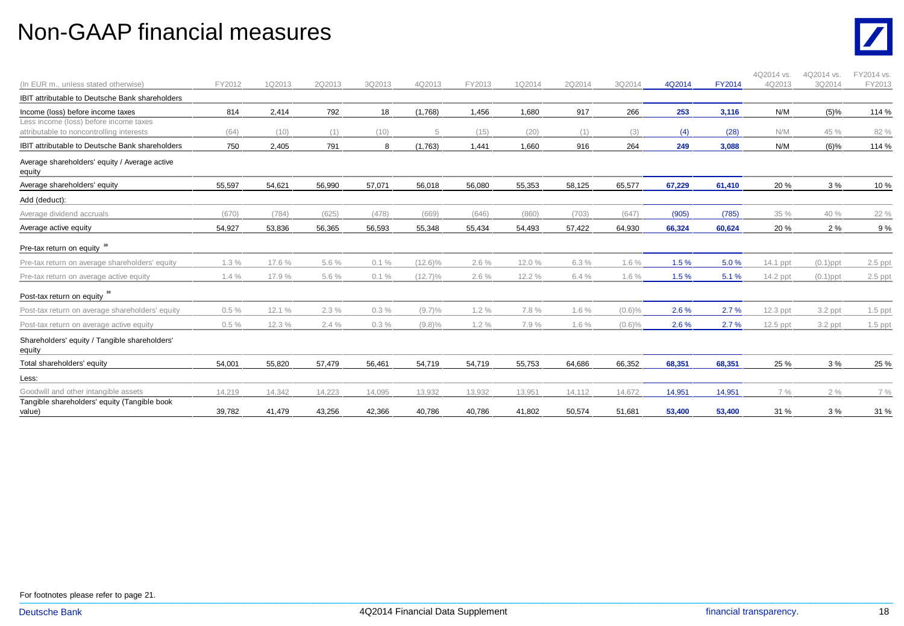# Non-GAAP financial measures

| (In EUR m., unless stated otherwise) | FY2012 | 1Q2013 | 2Q2013 | 3Q2013 | 4Q2013 | FY2013 | 1Q2014 | 2Q2014 | 3Q2014 | 4Q2014 | FY2014 | 4Q2014 vs. 4Q2013 | 4Q2014 vs. 3Q2014 | FY2014 vs. FY2013 |
|---|---|---|---|---|---|---|---|---|---|---|---|---|---|---|
| IBIT attributable to Deutsche Bank shareholders | | | | | | | | | | | | | | |
| Income (loss) before income taxes | 814 | 2,414 | 792 | 18 | (1,768) | 1,456 | 1,680 | 917 | 266 | **253** | **3,116** | N/M | (5)% | 114 % |
| Less income (loss) before income taxes attributable to noncontrolling interests | (64) | (10) | (1) | (10) | 5 | (15) | (20) | (1) | (3) | (4) | (28) | N/M | 45 % | 82 % |
| IBIT attributable to Deutsche Bank shareholders | 750 | 2,405 | 791 | 8 | (1,763) | 1,441 | 1,660 | 916 | 264 | **249** | **3,088** | N/M | (6)% | 114 % |
| Average shareholders' equity / Average active equity | | | | | | | | | | | | | | |
| Average shareholders' equity | 55,597 | 54,621 | 56,990 | 57,071 | 56,018 | 56,080 | 55,353 | 58,125 | 65,577 | **67,229** | **61,410** | 20 % | 3 % | 10 % |
| Add (deduct): | | | | | | | | | | | | | | |
| Average dividend accruals | (670) | (784) | (625) | (478) | (669) | (646) | (860) | (703) | (647) | (905) | (785) | 35 % | 40 % | 22 % |
| Average active equity | 54,927 | 53,836 | 56,365 | 56,593 | 55,348 | 55,434 | 54,493 | 57,422 | 64,930 | **66,324** | **60,624** | 20 % | 2 % | 9 % |
| Pre-tax return on equity [30] | | | | | | | | | | | | | | |
| Pre-tax return on average shareholders' equity | 1.3 % | 17.6 % | 5.6 % | 0.1 % | (12.6)% | 2.6 % | 12.0 % | 6.3 % | 1.6 % | 1.5 % | 5.0 % | 14.1 ppt | (0.1)ppt | 2.5 ppt |
| Pre-tax return on average active equity | 1.4 % | 17.9 % | 5.6 % | 0.1 % | (12.7)% | 2.6 % | 12.2 % | 6.4 % | 1.6 % | 1.5 % | 5.1 % | 14.2 ppt | (0.1)ppt | 2.5 ppt |
| Post-tax return on equity [30] | | | | | | | | | | | | | | |
| Post-tax return on average shareholders' equity | 0.5 % | 12.1 % | 2.3 % | 0.3 % | (9.7)% | 1.2 % | 7.8 % | 1.6 % | (0.6)% | 2.6 % | 2.7 % | 12.3 ppt | 3.2 ppt | 1.5 ppt |
| Post-tax return on average active equity | 0.5 % | 12.3 % | 2.4 % | 0.3 % | (9.8)% | 1.2 % | 7.9 % | 1.6 % | (0.6)% | 2.6 % | 2.7 % | 12.5 ppt | 3.2 ppt | 1.5 ppt |
| Shareholders' equity / Tangible shareholders' equity | | | | | | | | | | | | | | |
| Total shareholders' equity | 54,001 | 55,820 | 57,479 | 56,461 | 54,719 | 54,719 | 55,753 | 64,686 | 66,352 | **68,351** | **68,351** | 25 % | 3 % | 25 % |
| Less: | | | | | | | | | | | | | | |
| Goodwill and other intangible assets | 14,219 | 14,342 | 14,223 | 14,095 | 13,932 | 13,932 | 13,951 | 14,112 | 14,672 | 14,951 | 14,951 | 7 % | 2 % | 7 % |
| Tangible shareholders' equity (Tangible book value) | 39,782 | 41,479 | 43,256 | 42,366 | 40,786 | 40,786 | 41,802 | 50,574 | 51,681 | **53,400** | **53,400** | 31 % | 3 % | 31 % |

For footnotes please refer to page 21.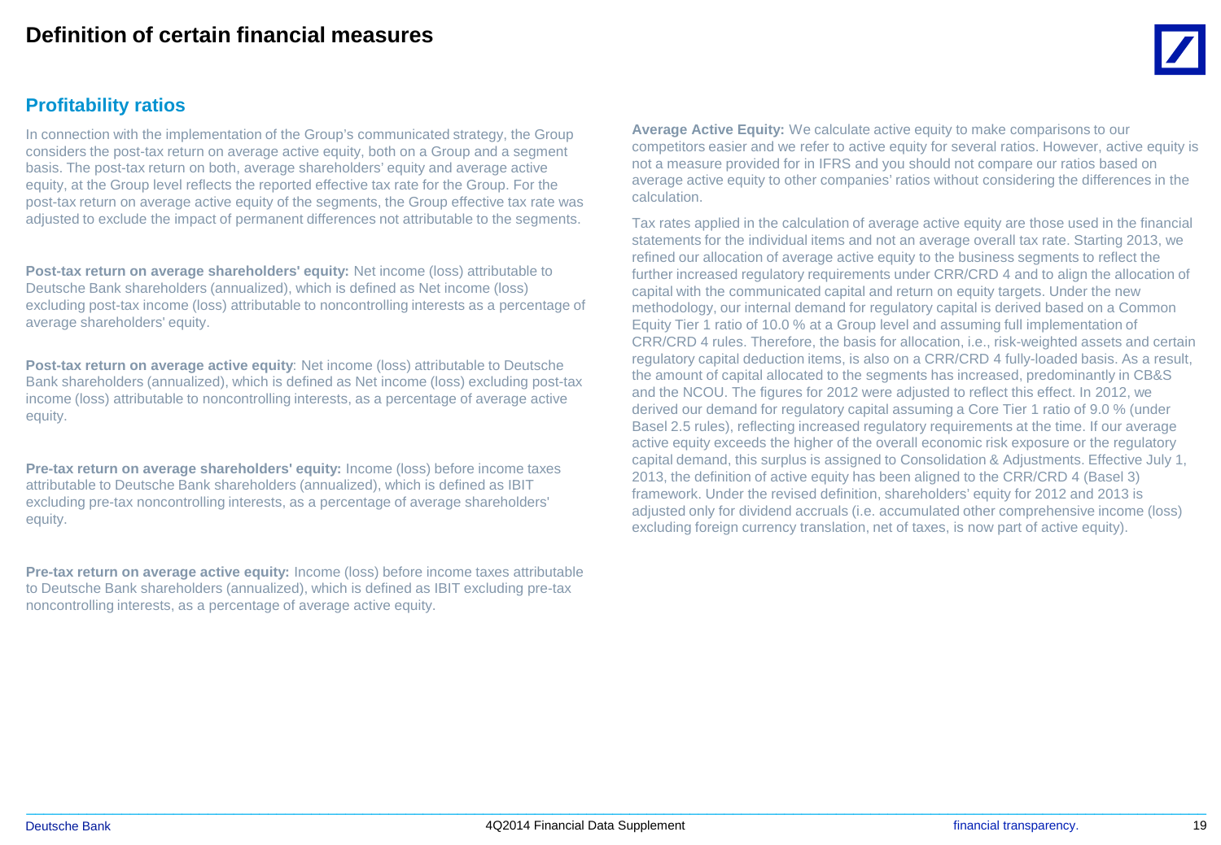# Definition of certain financial measures

## Profitability ratios

In connection with the implementation of the Group's communicated strategy, the Group considers the post-tax return on average active equity, both on a Group and a segment basis. The post-tax return on both, average shareholders' equity and average active equity, at the Group level reflects the reported effective tax rate for the Group. For the post-tax return on average active equity of the segments, the Group effective tax rate was adjusted to exclude the impact of permanent differences not attributable to the segments.

**Post-tax return on average shareholders' equity:** Net income (loss) attributable to Deutsche Bank shareholders (annualized), which is defined as Net income (loss) excluding post-tax income (loss) attributable to noncontrolling interests as a percentage of average shareholders' equity.

**Post-tax return on average active equity**: Net income (loss) attributable to Deutsche Bank shareholders (annualized), which is defined as Net income (loss) excluding post-tax income (loss) attributable to noncontrolling interests, as a percentage of average active equity.

**Pre-tax return on average shareholders' equity:** Income (loss) before income taxes attributable to Deutsche Bank shareholders (annualized), which is defined as IBIT excluding pre-tax noncontrolling interests, as a percentage of average shareholders' equity.

**Pre-tax return on average active equity:** Income (loss) before income taxes attributable to Deutsche Bank shareholders (annualized), which is defined as IBIT excluding pre-tax noncontrolling interests, as a percentage of average active equity.

**Average Active Equity:** We calculate active equity to make comparisons to our competitors easier and we refer to active equity for several ratios. However, active equity is not a measure provided for in IFRS and you should not compare our ratios based on average active equity to other companies' ratios without considering the differences in the calculation.

Tax rates applied in the calculation of average active equity are those used in the financial statements for the individual items and not an average overall tax rate. Starting 2013, we refined our allocation of average active equity to the business segments to reflect the further increased regulatory requirements under CRR/CRD 4 and to align the allocation of capital with the communicated capital and return on equity targets. Under the new methodology, our internal demand for regulatory capital is derived based on a Common Equity Tier 1 ratio of 10.0 % at a Group level and assuming full implementation of CRR/CRD 4 rules. Therefore, the basis for allocation, i.e., risk-weighted assets and certain regulatory capital deduction items, is also on a CRR/CRD 4 fully-loaded basis. As a result, the amount of capital allocated to the segments has increased, predominantly in CB&S and the NCOU. The figures for 2012 were adjusted to reflect this effect. In 2012, we derived our demand for regulatory capital assuming a Core Tier 1 ratio of 9.0 % (under Basel 2.5 rules), reflecting increased regulatory requirements at the time. If our average active equity exceeds the higher of the overall economic risk exposure or the regulatory capital demand, this surplus is assigned to Consolidation & Adjustments. Effective July 1, 2013, the definition of active equity has been aligned to the CRR/CRD 4 (Basel 3) framework. Under the revised definition, shareholders' equity for 2012 and 2013 is adjusted only for dividend accruals (i.e. accumulated other comprehensive income (loss) excluding foreign currency translation, net of taxes, is now part of active equity).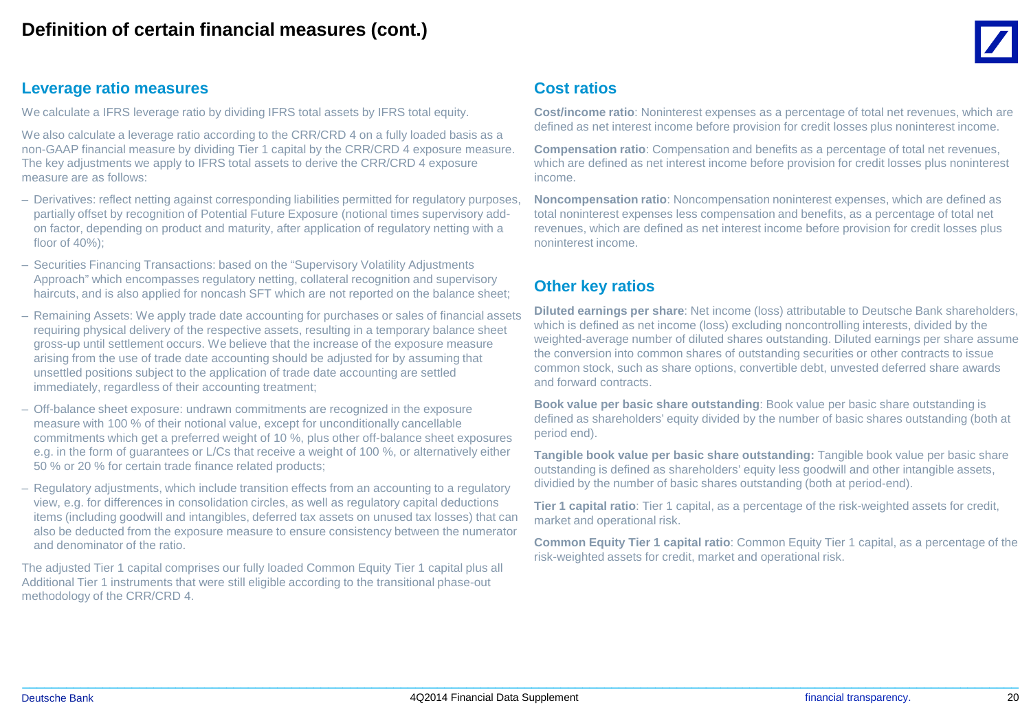# Definition of certain financial measures (cont.)

## Leverage ratio measures

We calculate a IFRS leverage ratio by dividing IFRS total assets by IFRS total equity.

We also calculate a leverage ratio according to the CRR/CRD 4 on a fully loaded basis as a non-GAAP financial measure by dividing Tier 1 capital by the CRR/CRD 4 exposure measure. The key adjustments we apply to IFRS total assets to derive the CRR/CRD 4 exposure measure are as follows:

- Derivatives: reflect netting against corresponding liabilities permitted for regulatory purposes, partially offset by recognition of Potential Future Exposure (notional times supervisory add-on factor, depending on product and maturity, after application of regulatory netting with a floor of 40%);
- Securities Financing Transactions: based on the "Supervisory Volatility Adjustments Approach" which encompasses regulatory netting, collateral recognition and supervisory haircuts, and is also applied for noncash SFT which are not reported on the balance sheet;
- Remaining Assets: We apply trade date accounting for purchases or sales of financial assets requiring physical delivery of the respective assets, resulting in a temporary balance sheet gross-up until settlement occurs. We believe that the increase of the exposure measure arising from the use of trade date accounting should be adjusted for by assuming that unsettled positions subject to the application of trade date accounting are settled immediately, regardless of their accounting treatment;
- Off-balance sheet exposure: undrawn commitments are recognized in the exposure measure with 100 % of their notional value, except for unconditionally cancellable commitments which get a preferred weight of 10 %, plus other off-balance sheet exposures e.g. in the form of guarantees or L/Cs that receive a weight of 100 %, or alternatively either 50 % or 20 % for certain trade finance related products;
- Regulatory adjustments, which include transition effects from an accounting to a regulatory view, e.g. for differences in consolidation circles, as well as regulatory capital deductions items (including goodwill and intangibles, deferred tax assets on unused tax losses) that can also be deducted from the exposure measure to ensure consistency between the numerator and denominator of the ratio.

The adjusted Tier 1 capital comprises our fully loaded Common Equity Tier 1 capital plus all Additional Tier 1 instruments that were still eligible according to the transitional phase-out methodology of the CRR/CRD 4.

## Cost ratios

**Cost/income ratio**: Noninterest expenses as a percentage of total net revenues, which are defined as net interest income before provision for credit losses plus noninterest income.

**Compensation ratio**: Compensation and benefits as a percentage of total net revenues, which are defined as net interest income before provision for credit losses plus noninterest income.

**Noncompensation ratio**: Noncompensation noninterest expenses, which are defined as total noninterest expenses less compensation and benefits, as a percentage of total net revenues, which are defined as net interest income before provision for credit losses plus noninterest income.

## Other key ratios

**Diluted earnings per share**: Net income (loss) attributable to Deutsche Bank shareholders, which is defined as net income (loss) excluding noncontrolling interests, divided by the weighted-average number of diluted shares outstanding. Diluted earnings per share assume the conversion into common shares of outstanding securities or other contracts to issue common stock, such as share options, convertible debt, unvested deferred share awards and forward contracts.

**Book value per basic share outstanding**: Book value per basic share outstanding is defined as shareholders' equity divided by the number of basic shares outstanding (both at period end).

**Tangible book value per basic share outstanding:** Tangible book value per basic share outstanding is defined as shareholders' equity less goodwill and other intangible assets, dividied by the number of basic shares outstanding (both at period-end).

**Tier 1 capital ratio**: Tier 1 capital, as a percentage of the risk-weighted assets for credit, market and operational risk.

**Common Equity Tier 1 capital ratio**: Common Equity Tier 1 capital, as a percentage of the risk-weighted assets for credit, market and operational risk.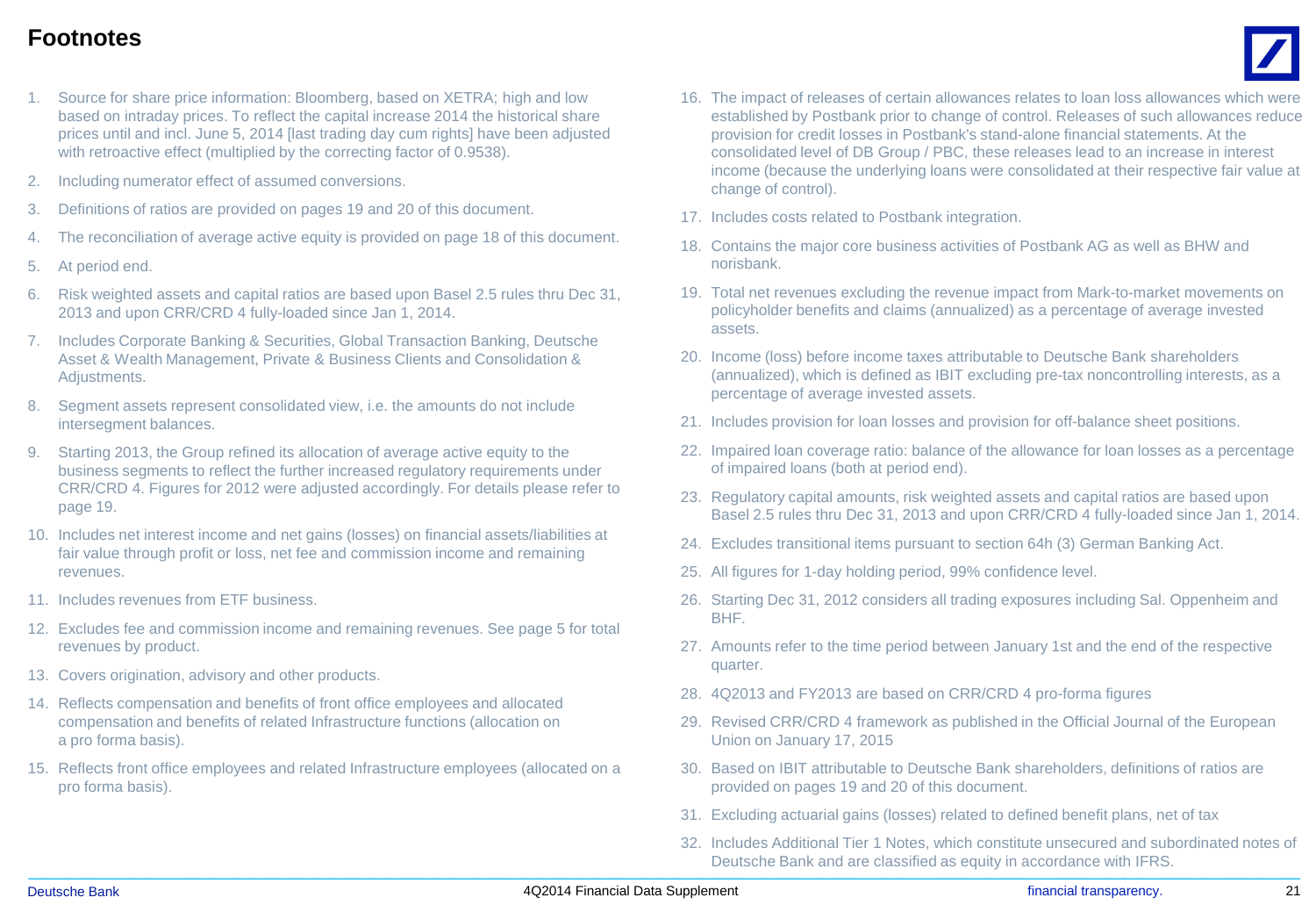# Footnotes

1. Source for share price information: Bloomberg, based on XETRA; high and low based on intraday prices. To reflect the capital increase 2014 the historical share prices until and incl. June 5, 2014 [last trading day cum rights] have been adjusted with retroactive effect (multiplied by the correcting factor of 0.9538).
2. Including numerator effect of assumed conversions.
3. Definitions of ratios are provided on pages 19 and 20 of this document.
4. The reconciliation of average active equity is provided on page 18 of this document.
5. At period end.
6. Risk weighted assets and capital ratios are based upon Basel 2.5 rules thru Dec 31, 2013 and upon CRR/CRD 4 fully-loaded since Jan 1, 2014.
7. Includes Corporate Banking & Securities, Global Transaction Banking, Deutsche Asset & Wealth Management, Private & Business Clients and Consolidation & Adjustments.
8. Segment assets represent consolidated view, i.e. the amounts do not include intersegment balances.
9. Starting 2013, the Group refined its allocation of average active equity to the business segments to reflect the further increased regulatory requirements under CRR/CRD 4. Figures for 2012 were adjusted accordingly. For details please refer to page 19.
10. Includes net interest income and net gains (losses) on financial assets/liabilities at fair value through profit or loss, net fee and commission income and remaining revenues.
11. Includes revenues from ETF business.
12. Excludes fee and commission income and remaining revenues. See page 5 for total revenues by product.
13. Covers origination, advisory and other products.
14. Reflects compensation and benefits of front office employees and allocated compensation and benefits of related Infrastructure functions (allocation on a pro forma basis).
15. Reflects front office employees and related Infrastructure employees (allocated on a pro forma basis).
16. The impact of releases of certain allowances relates to loan loss allowances which were established by Postbank prior to change of control. Releases of such allowances reduce provision for credit losses in Postbank's stand-alone financial statements. At the consolidated level of DB Group / PBC, these releases lead to an increase in interest income (because the underlying loans were consolidated at their respective fair value at change of control).
17. Includes costs related to Postbank integration.
18. Contains the major core business activities of Postbank AG as well as BHW and norisbank.
19. Total net revenues excluding the revenue impact from Mark-to-market movements on policyholder benefits and claims (annualized) as a percentage of average invested assets.
20. Income (loss) before income taxes attributable to Deutsche Bank shareholders (annualized), which is defined as IBIT excluding pre-tax noncontrolling interests, as a percentage of average invested assets.
21. Includes provision for loan losses and provision for off-balance sheet positions.
22. Impaired loan coverage ratio: balance of the allowance for loan losses as a percentage of impaired loans (both at period end).
23. Regulatory capital amounts, risk weighted assets and capital ratios are based upon Basel 2.5 rules thru Dec 31, 2013 and upon CRR/CRD 4 fully-loaded since Jan 1, 2014.
24. Excludes transitional items pursuant to section 64h (3) German Banking Act.
25. All figures for 1-day holding period, 99% confidence level.
26. Starting Dec 31, 2012 considers all trading exposures including Sal. Oppenheim and BHF.
27. Amounts refer to the time period between January 1st and the end of the respective quarter.
28. 4Q2013 and FY2013 are based on CRR/CRD 4 pro-forma figures
29. Revised CRR/CRD 4 framework as published in the Official Journal of the European Union on January 17, 2015
30. Based on IBIT attributable to Deutsche Bank shareholders, definitions of ratios are provided on pages 19 and 20 of this document.
31. Excluding actuarial gains (losses) related to defined benefit plans, net of tax
32. Includes Additional Tier 1 Notes, which constitute unsecured and subordinated notes of Deutsche Bank and are classified as equity in accordance with IFRS.